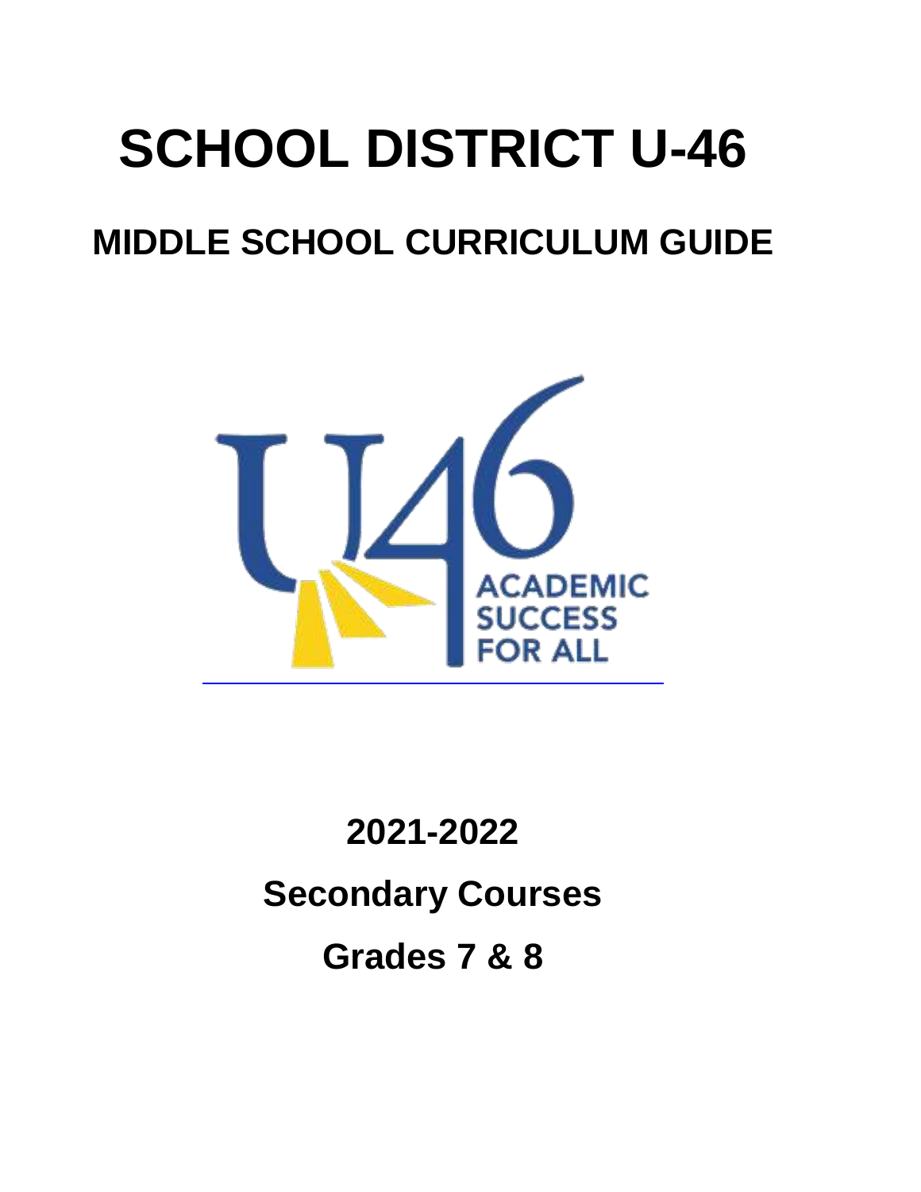# SCHOOL DISTRICT U-46

## MIDDLE SCHOOL CURRICULUM GUIDE

U46 ACADEMIC SUCCESS FOR ALL

**2021-2022**

**Secondary Courses**

**Grades 7 & 8**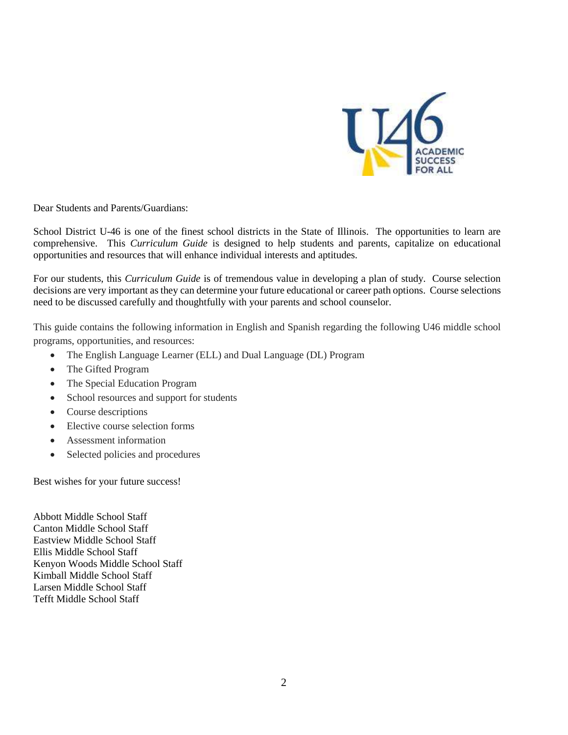Dear Students and Parents/Guardians:

School District U-46 is one of the finest school districts in the State of Illinois. The opportunities to learn are comprehensive. This *Curriculum Guide* is designed to help students and parents, capitalize on educational opportunities and resources that will enhance individual interests and aptitudes.

For our students, this *Curriculum Guide* is of tremendous value in developing a plan of study. Course selection decisions are very important as they can determine your future educational or career path options. Course selections need to be discussed carefully and thoughtfully with your parents and school counselor.

This guide contains the following information in English and Spanish regarding the following U46 middle school programs, opportunities, and resources:

- The English Language Learner (ELL) and Dual Language (DL) Program
- The Gifted Program
- The Special Education Program
- School resources and support for students
- Course descriptions
- Elective course selection forms
- Assessment information
- Selected policies and procedures

Best wishes for your future success!

Abbott Middle School Staff
Canton Middle School Staff
Eastview Middle School Staff
Ellis Middle School Staff
Kenyon Woods Middle School Staff
Kimball Middle School Staff
Larsen Middle School Staff
Tefft Middle School Staff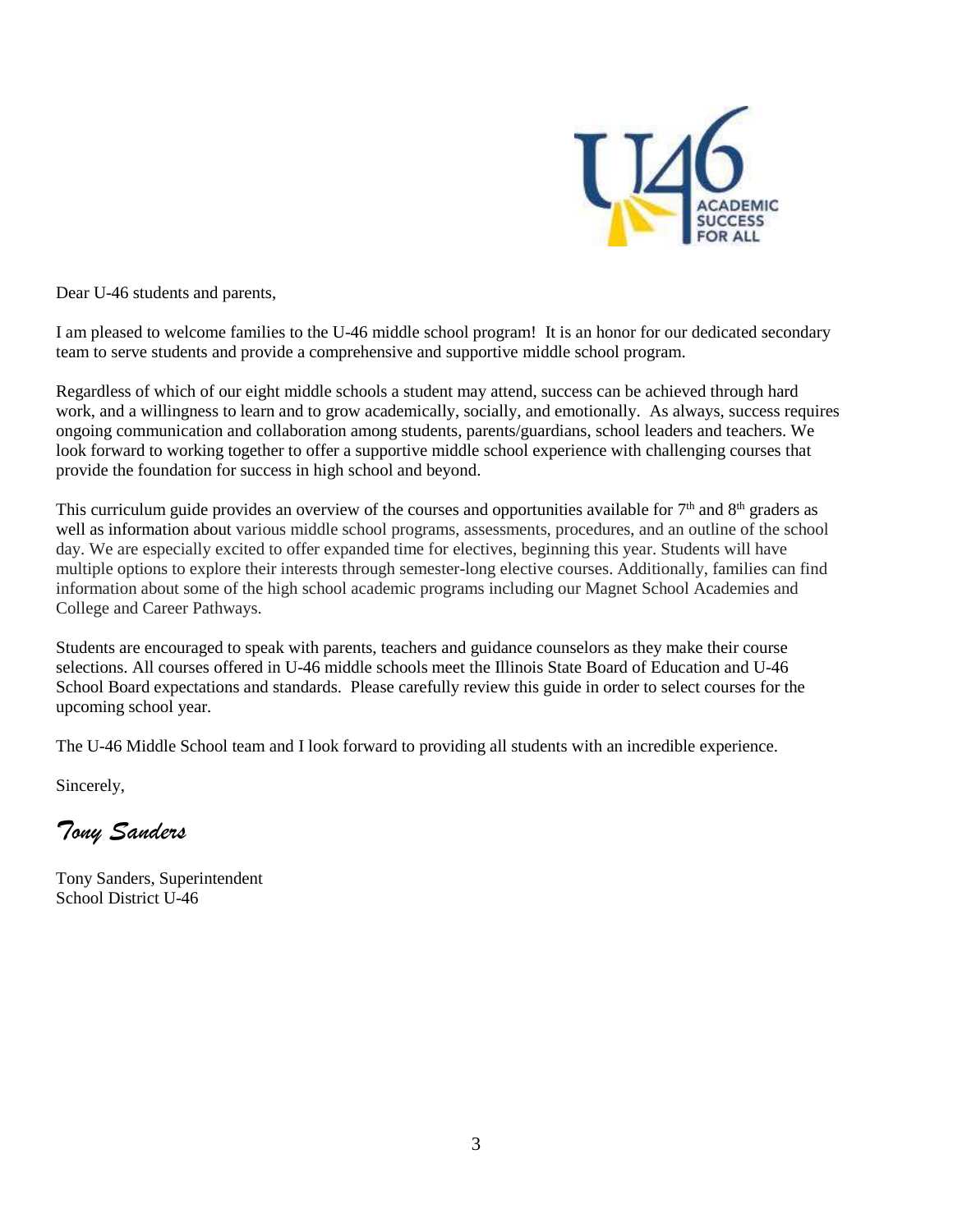Dear U-46 students and parents,

I am pleased to welcome families to the U-46 middle school program! It is an honor for our dedicated secondary team to serve students and provide a comprehensive and supportive middle school program.

Regardless of which of our eight middle schools a student may attend, success can be achieved through hard work, and a willingness to learn and to grow academically, socially, and emotionally. As always, success requires ongoing communication and collaboration among students, parents/guardians, school leaders and teachers. We look forward to working together to offer a supportive middle school experience with challenging courses that provide the foundation for success in high school and beyond.

This curriculum guide provides an overview of the courses and opportunities available for 7th and 8th graders as well as information about various middle school programs, assessments, procedures, and an outline of the school day. We are especially excited to offer expanded time for electives, beginning this year. Students will have multiple options to explore their interests through semester-long elective courses. Additionally, families can find information about some of the high school academic programs including our Magnet School Academies and College and Career Pathways.

Students are encouraged to speak with parents, teachers and guidance counselors as they make their course selections. All courses offered in U-46 middle schools meet the Illinois State Board of Education and U-46 School Board expectations and standards. Please carefully review this guide in order to select courses for the upcoming school year.

The U-46 Middle School team and I look forward to providing all students with an incredible experience.

Sincerely,

*Tony Sanders*

Tony Sanders, Superintendent
School District U-46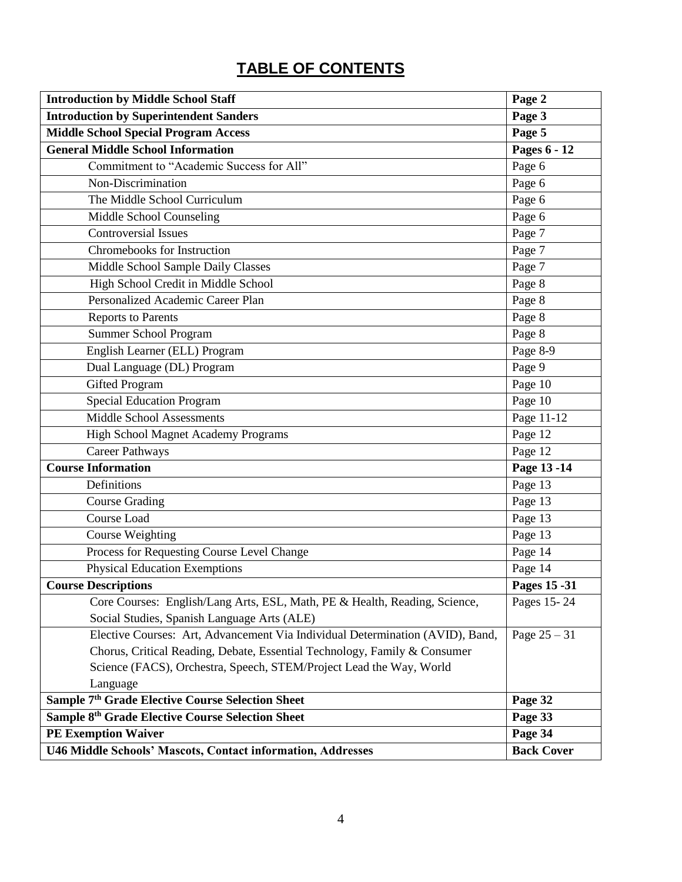# TABLE OF CONTENTS

| | |
|---|---|
| **Introduction by Middle School Staff** | **Page 2** |
| **Introduction by Superintendent Sanders** | **Page 3** |
| **Middle School Special Program Access** | **Page 5** |
| **General Middle School Information** | **Pages 6 - 12** |
| Commitment to "Academic Success for All" | Page 6 |
| Non-Discrimination | Page 6 |
| The Middle School Curriculum | Page 6 |
| Middle School Counseling | Page 6 |
| Controversial Issues | Page 7 |
| Chromebooks for Instruction | Page 7 |
| Middle School Sample Daily Classes | Page 7 |
| High School Credit in Middle School | Page 8 |
| Personalized Academic Career Plan | Page 8 |
| Reports to Parents | Page 8 |
| Summer School Program | Page 8 |
| English Learner (ELL) Program | Page 8-9 |
| Dual Language (DL) Program | Page 9 |
| Gifted Program | Page 10 |
| Special Education Program | Page 10 |
| Middle School Assessments | Page 11-12 |
| High School Magnet Academy Programs | Page 12 |
| Career Pathways | Page 12 |
| **Course Information** | **Page 13 -14** |
| Definitions | Page 13 |
| Course Grading | Page 13 |
| Course Load | Page 13 |
| Course Weighting | Page 13 |
| Process for Requesting Course Level Change | Page 14 |
| Physical Education Exemptions | Page 14 |
| **Course Descriptions** | **Pages 15 -31** |
| Core Courses: English/Lang Arts, ESL, Math, PE & Health, Reading, Science, Social Studies, Spanish Language Arts (ALE) | Pages 15- 24 |
| Elective Courses: Art, Advancement Via Individual Determination (AVID), Band, Chorus, Critical Reading, Debate, Essential Technology, Family & Consumer Science (FACS), Orchestra, Speech, STEM/Project Lead the Way, World Language | Page 25 – 31 |
| **Sample 7th Grade Elective Course Selection Sheet** | **Page 32** |
| **Sample 8th Grade Elective Course Selection Sheet** | **Page 33** |
| **PE Exemption Waiver** | **Page 34** |
| **U46 Middle Schools' Mascots, Contact information, Addresses** | **Back Cover** |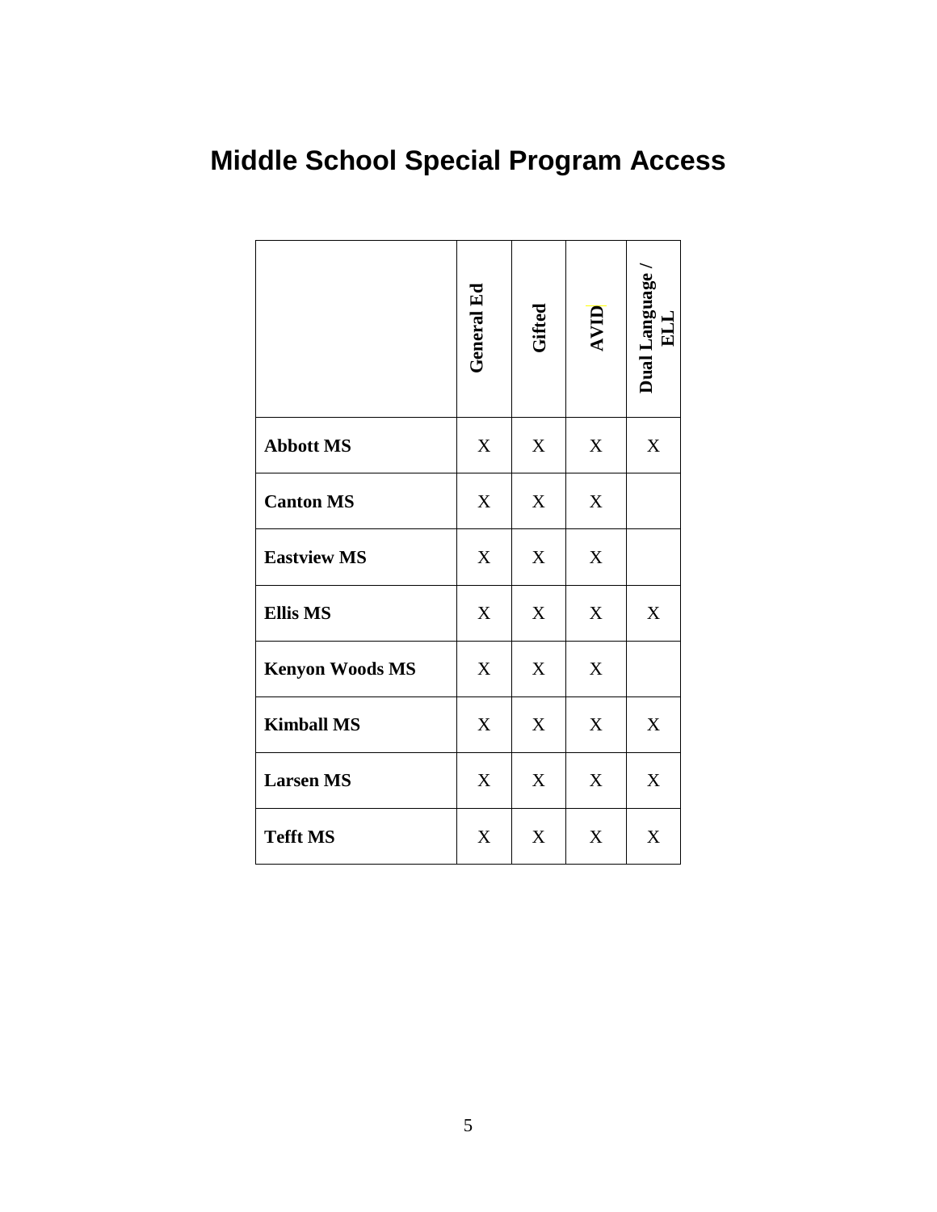# Middle School Special Program Access

| | General Ed | Gifted | AVID | Dual Language / ELL |
|---|---|---|---|---|
| **Abbott MS** | X | X | X | X |
| **Canton MS** | X | X | X | |
| **Eastview MS** | X | X | X | |
| **Ellis MS** | X | X | X | X |
| **Kenyon Woods MS** | X | X | X | |
| **Kimball MS** | X | X | X | X |
| **Larsen MS** | X | X | X | X |
| **Tefft MS** | X | X | X | X |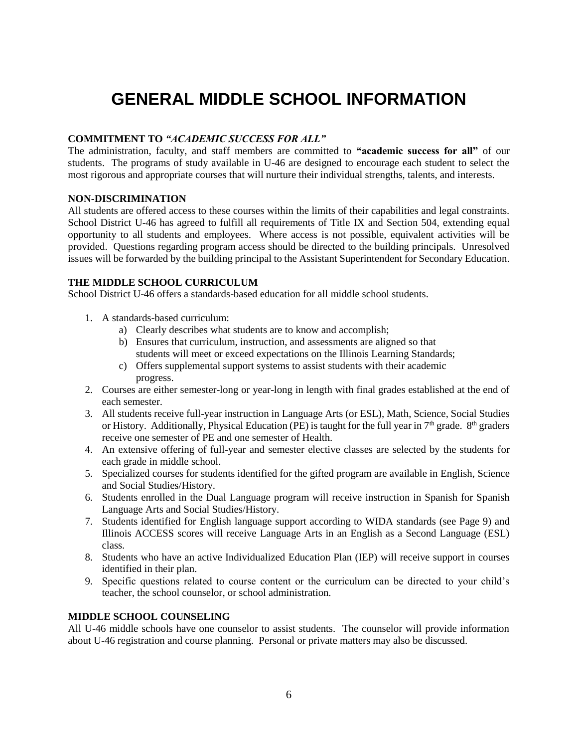# GENERAL MIDDLE SCHOOL INFORMATION

### COMMITMENT TO *"ACADEMIC SUCCESS FOR ALL"*

The administration, faculty, and staff members are committed to **"academic success for all"** of our students. The programs of study available in U-46 are designed to encourage each student to select the most rigorous and appropriate courses that will nurture their individual strengths, talents, and interests.

### NON-DISCRIMINATION

All students are offered access to these courses within the limits of their capabilities and legal constraints. School District U-46 has agreed to fulfill all requirements of Title IX and Section 504, extending equal opportunity to all students and employees. Where access is not possible, equivalent activities will be provided. Questions regarding program access should be directed to the building principals. Unresolved issues will be forwarded by the building principal to the Assistant Superintendent for Secondary Education.

### THE MIDDLE SCHOOL CURRICULUM

School District U-46 offers a standards-based education for all middle school students.

1. A standards-based curriculum:
   a) Clearly describes what students are to know and accomplish;
   b) Ensures that curriculum, instruction, and assessments are aligned so that students will meet or exceed expectations on the Illinois Learning Standards;
   c) Offers supplemental support systems to assist students with their academic progress.
2. Courses are either semester-long or year-long in length with final grades established at the end of each semester.
3. All students receive full-year instruction in Language Arts (or ESL), Math, Science, Social Studies or History. Additionally, Physical Education (PE) is taught for the full year in 7th grade. 8th graders receive one semester of PE and one semester of Health.
4. An extensive offering of full-year and semester elective classes are selected by the students for each grade in middle school.
5. Specialized courses for students identified for the gifted program are available in English, Science and Social Studies/History.
6. Students enrolled in the Dual Language program will receive instruction in Spanish for Spanish Language Arts and Social Studies/History.
7. Students identified for English language support according to WIDA standards (see Page 9) and Illinois ACCESS scores will receive Language Arts in an English as a Second Language (ESL) class.
8. Students who have an active Individualized Education Plan (IEP) will receive support in courses identified in their plan.
9. Specific questions related to course content or the curriculum can be directed to your child's teacher, the school counselor, or school administration.

### MIDDLE SCHOOL COUNSELING

All U-46 middle schools have one counselor to assist students. The counselor will provide information about U-46 registration and course planning. Personal or private matters may also be discussed.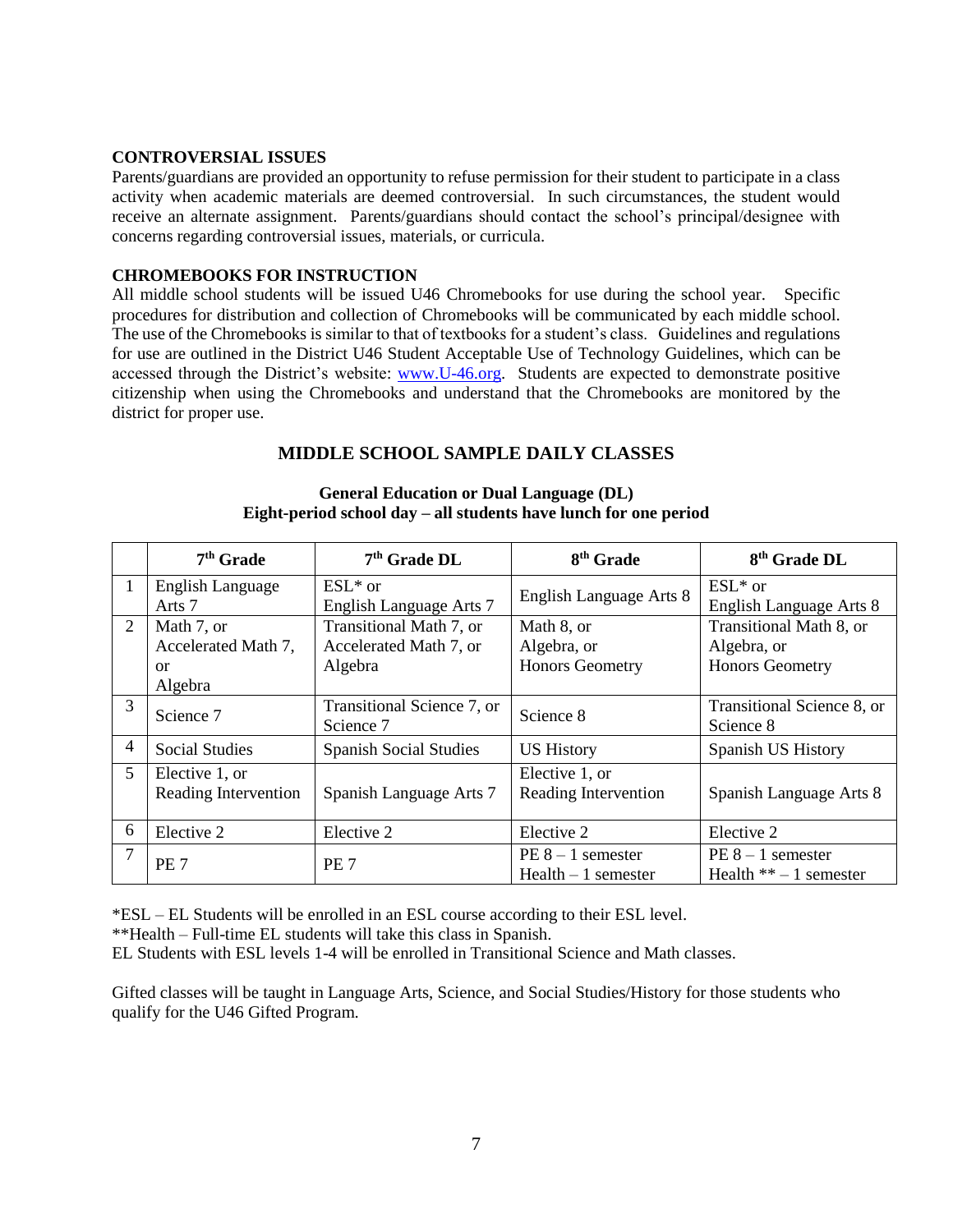### CONTROVERSIAL ISSUES

Parents/guardians are provided an opportunity to refuse permission for their student to participate in a class activity when academic materials are deemed controversial. In such circumstances, the student would receive an alternate assignment. Parents/guardians should contact the school's principal/designee with concerns regarding controversial issues, materials, or curricula.

### CHROMEBOOKS FOR INSTRUCTION

All middle school students will be issued U46 Chromebooks for use during the school year. Specific procedures for distribution and collection of Chromebooks will be communicated by each middle school. The use of the Chromebooks is similar to that of textbooks for a student's class. Guidelines and regulations for use are outlined in the District U46 Student Acceptable Use of Technology Guidelines, which can be accessed through the District's website: [www.U-46.org](http://www.U-46.org). Students are expected to demonstrate positive citizenship when using the Chromebooks and understand that the Chromebooks are monitored by the district for proper use.

## MIDDLE SCHOOL SAMPLE DAILY CLASSES

**General Education or Dual Language (DL)**
**Eight-period school day – all students have lunch for one period**

| | 7th Grade | 7th Grade DL | 8th Grade | 8th Grade DL |
|---|---|---|---|---|
| 1 | English Language Arts 7 | ESL* or English Language Arts 7 | English Language Arts 8 | ESL* or English Language Arts 8 |
| 2 | Math 7, or Accelerated Math 7, or Algebra | Transitional Math 7, or Accelerated Math 7, or Algebra | Math 8, or Algebra, or Honors Geometry | Transitional Math 8, or Algebra, or Honors Geometry |
| 3 | Science 7 | Transitional Science 7, or Science 7 | Science 8 | Transitional Science 8, or Science 8 |
| 4 | Social Studies | Spanish Social Studies | US History | Spanish US History |
| 5 | Elective 1, or Reading Intervention | Spanish Language Arts 7 | Elective 1, or Reading Intervention | Spanish Language Arts 8 |
| 6 | Elective 2 | Elective 2 | Elective 2 | Elective 2 |
| 7 | PE 7 | PE 7 | PE 8 – 1 semester Health – 1 semester | PE 8 – 1 semester Health ** – 1 semester |

*ESL – EL Students will be enrolled in an ESL course according to their ESL level.
**Health – Full-time EL students will take this class in Spanish.
EL Students with ESL levels 1-4 will be enrolled in Transitional Science and Math classes.

Gifted classes will be taught in Language Arts, Science, and Social Studies/History for those students who qualify for the U46 Gifted Program.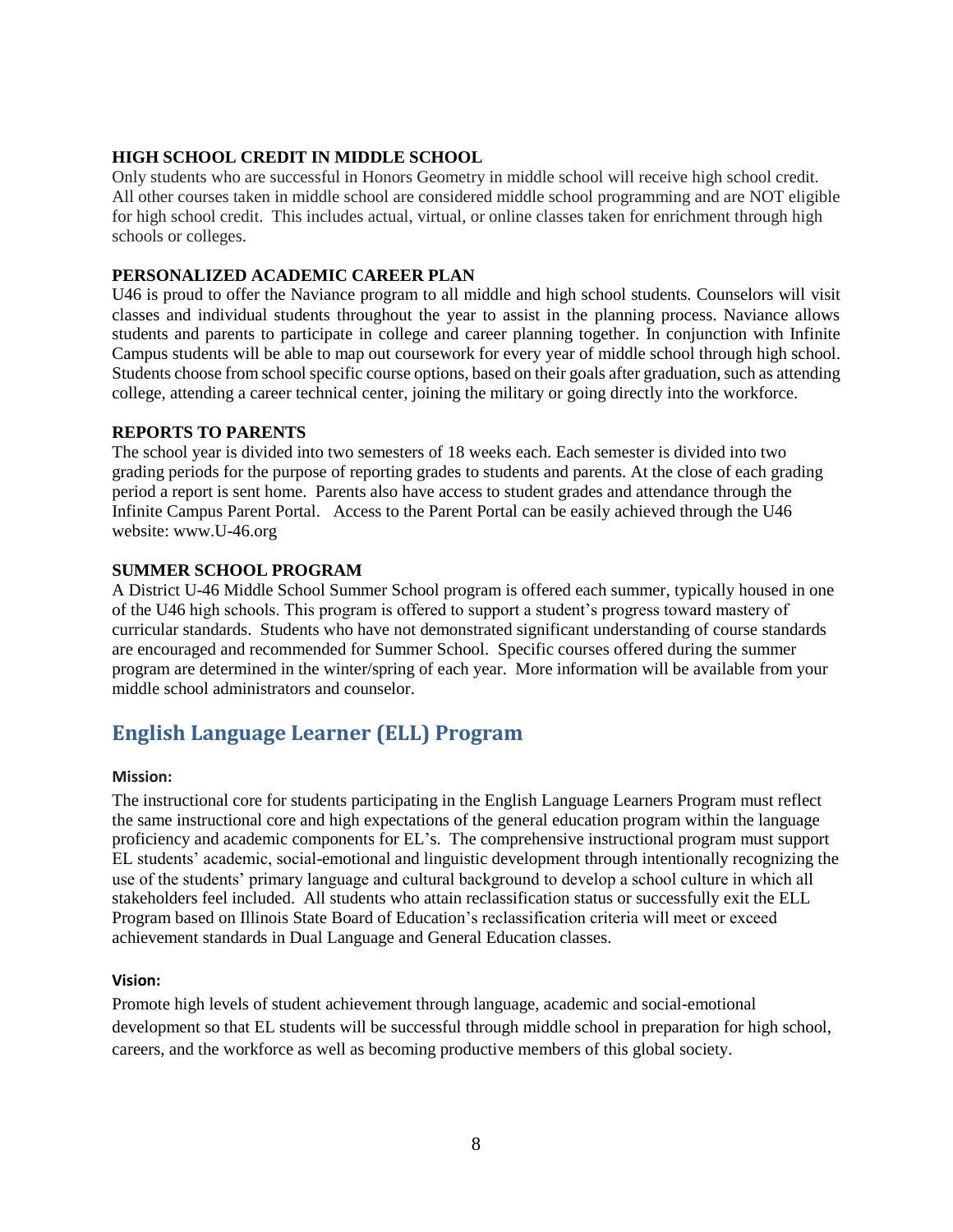### HIGH SCHOOL CREDIT IN MIDDLE SCHOOL

Only students who are successful in Honors Geometry in middle school will receive high school credit. All other courses taken in middle school are considered middle school programming and are NOT eligible for high school credit. This includes actual, virtual, or online classes taken for enrichment through high schools or colleges.

### PERSONALIZED ACADEMIC CAREER PLAN

U46 is proud to offer the Naviance program to all middle and high school students. Counselors will visit classes and individual students throughout the year to assist in the planning process. Naviance allows students and parents to participate in college and career planning together. In conjunction with Infinite Campus students will be able to map out coursework for every year of middle school through high school. Students choose from school specific course options, based on their goals after graduation, such as attending college, attending a career technical center, joining the military or going directly into the workforce.

### REPORTS TO PARENTS

The school year is divided into two semesters of 18 weeks each. Each semester is divided into two grading periods for the purpose of reporting grades to students and parents. At the close of each grading period a report is sent home. Parents also have access to student grades and attendance through the Infinite Campus Parent Portal. Access to the Parent Portal can be easily achieved through the U46 website: www.U-46.org

### SUMMER SCHOOL PROGRAM

A District U-46 Middle School Summer School program is offered each summer, typically housed in one of the U46 high schools. This program is offered to support a student's progress toward mastery of curricular standards. Students who have not demonstrated significant understanding of course standards are encouraged and recommended for Summer School. Specific courses offered during the summer program are determined in the winter/spring of each year. More information will be available from your middle school administrators and counselor.

## English Language Learner (ELL) Program

**Mission:**

The instructional core for students participating in the English Language Learners Program must reflect the same instructional core and high expectations of the general education program within the language proficiency and academic components for EL's. The comprehensive instructional program must support EL students' academic, social-emotional and linguistic development through intentionally recognizing the use of the students' primary language and cultural background to develop a school culture in which all stakeholders feel included. All students who attain reclassification status or successfully exit the ELL Program based on Illinois State Board of Education's reclassification criteria will meet or exceed achievement standards in Dual Language and General Education classes.

**Vision:**

Promote high levels of student achievement through language, academic and social-emotional development so that EL students will be successful through middle school in preparation for high school, careers, and the workforce as well as becoming productive members of this global society.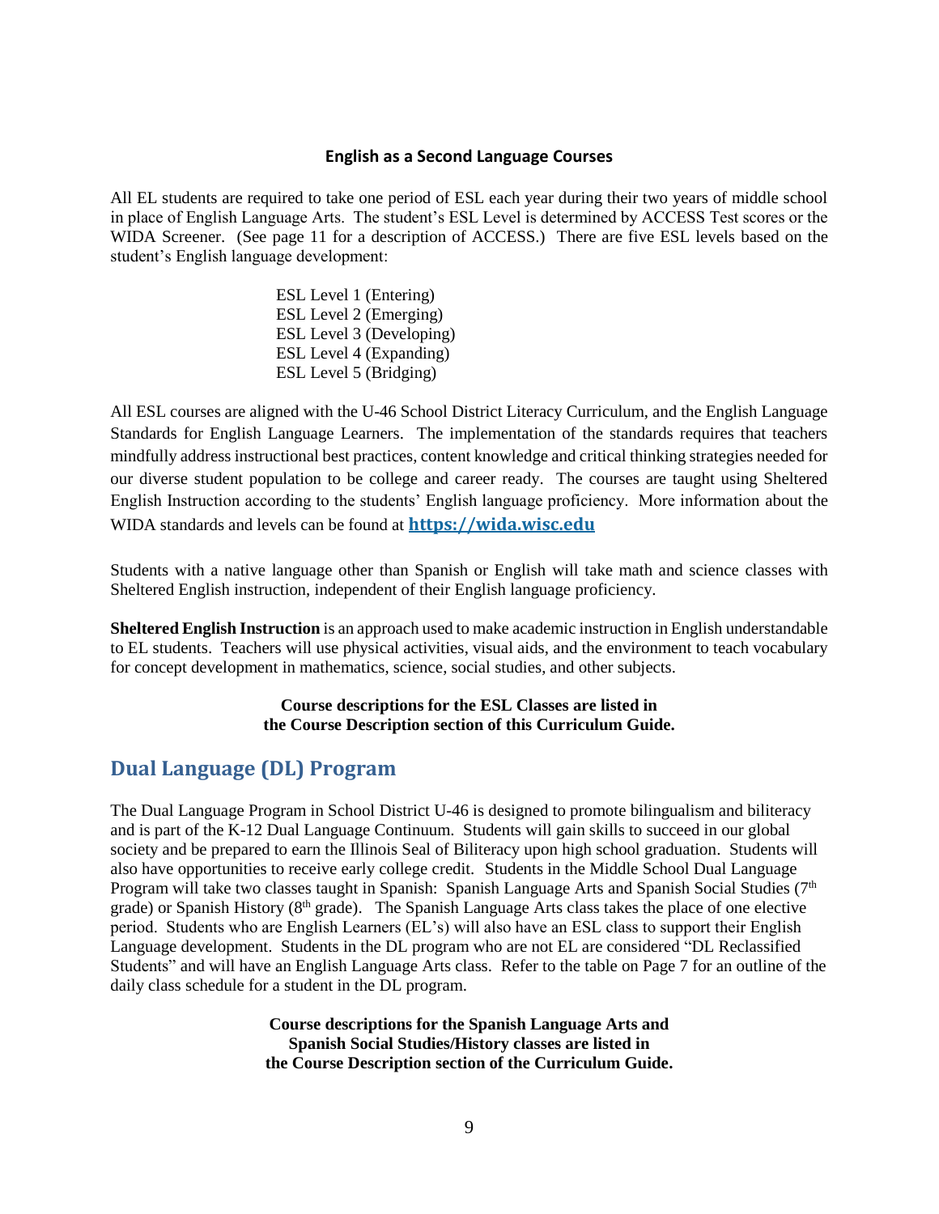### English as a Second Language Courses

All EL students are required to take one period of ESL each year during their two years of middle school in place of English Language Arts. The student's ESL Level is determined by ACCESS Test scores or the WIDA Screener. (See page 11 for a description of ACCESS.) There are five ESL levels based on the student's English language development:

ESL Level 1 (Entering)  
ESL Level 2 (Emerging)  
ESL Level 3 (Developing)  
ESL Level 4 (Expanding)  
ESL Level 5 (Bridging)

All ESL courses are aligned with the U-46 School District Literacy Curriculum, and the English Language Standards for English Language Learners. The implementation of the standards requires that teachers mindfully address instructional best practices, content knowledge and critical thinking strategies needed for our diverse student population to be college and career ready. The courses are taught using Sheltered English Instruction according to the students' English language proficiency. More information about the WIDA standards and levels can be found at **https://wida.wisc.edu**

Students with a native language other than Spanish or English will take math and science classes with Sheltered English instruction, independent of their English language proficiency.

**Sheltered English Instruction** is an approach used to make academic instruction in English understandable to EL students. Teachers will use physical activities, visual aids, and the environment to teach vocabulary for concept development in mathematics, science, social studies, and other subjects.

**Course descriptions for the ESL Classes are listed in the Course Description section of this Curriculum Guide.**

## Dual Language (DL) Program

The Dual Language Program in School District U-46 is designed to promote bilingualism and biliteracy and is part of the K-12 Dual Language Continuum. Students will gain skills to succeed in our global society and be prepared to earn the Illinois Seal of Biliteracy upon high school graduation. Students will also have opportunities to receive early college credit. Students in the Middle School Dual Language Program will take two classes taught in Spanish: Spanish Language Arts and Spanish Social Studies (7th grade) or Spanish History (8th grade). The Spanish Language Arts class takes the place of one elective period. Students who are English Learners (EL's) will also have an ESL class to support their English Language development. Students in the DL program who are not EL are considered "DL Reclassified Students" and will have an English Language Arts class. Refer to the table on Page 7 for an outline of the daily class schedule for a student in the DL program.

**Course descriptions for the Spanish Language Arts and Spanish Social Studies/History classes are listed in the Course Description section of the Curriculum Guide.**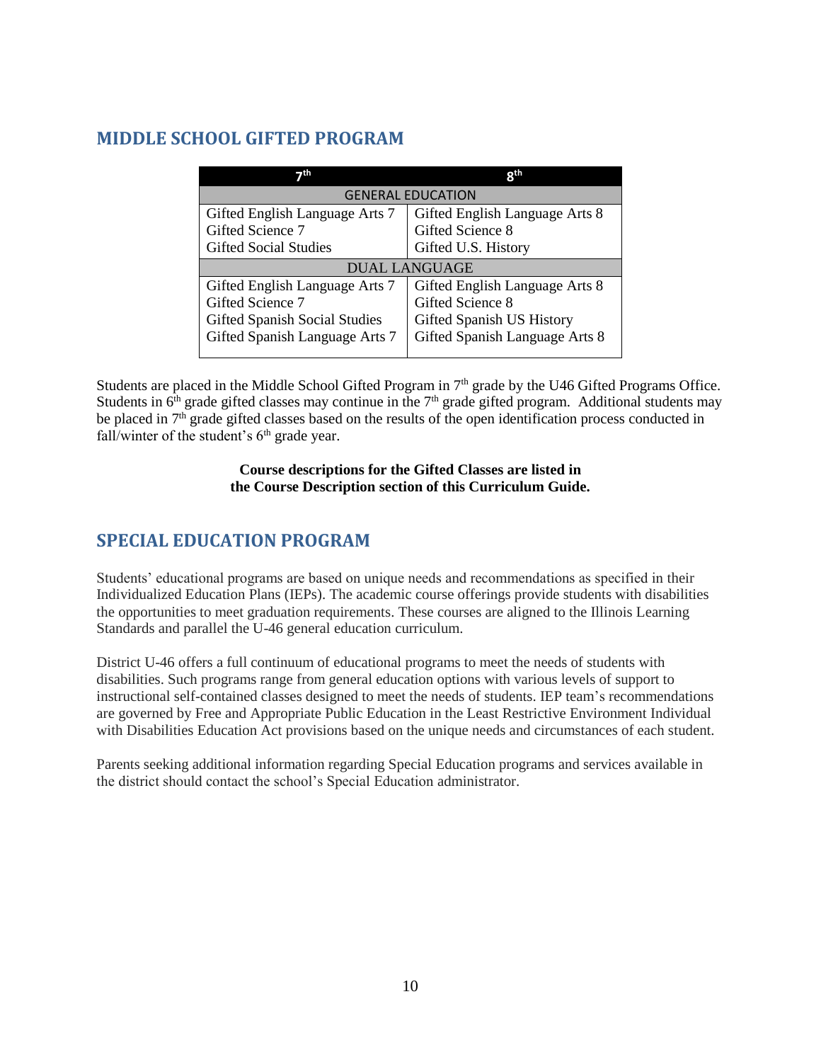## MIDDLE SCHOOL GIFTED PROGRAM

| 7th | 8th |
|---|---|
| GENERAL EDUCATION | |
| Gifted English Language Arts 7<br>Gifted Science 7<br>Gifted Social Studies | Gifted English Language Arts 8<br>Gifted Science 8<br>Gifted U.S. History |
| DUAL LANGUAGE | |
| Gifted English Language Arts 7<br>Gifted Science 7<br>Gifted Spanish Social Studies<br>Gifted Spanish Language Arts 7 | Gifted English Language Arts 8<br>Gifted Science 8<br>Gifted Spanish US History<br>Gifted Spanish Language Arts 8 |

Students are placed in the Middle School Gifted Program in 7th grade by the U46 Gifted Programs Office. Students in 6th grade gifted classes may continue in the 7th grade gifted program. Additional students may be placed in 7th grade gifted classes based on the results of the open identification process conducted in fall/winter of the student's 6th grade year.

**Course descriptions for the Gifted Classes are listed in the Course Description section of this Curriculum Guide.**

## SPECIAL EDUCATION PROGRAM

Students' educational programs are based on unique needs and recommendations as specified in their Individualized Education Plans (IEPs). The academic course offerings provide students with disabilities the opportunities to meet graduation requirements. These courses are aligned to the Illinois Learning Standards and parallel the U-46 general education curriculum.

District U-46 offers a full continuum of educational programs to meet the needs of students with disabilities. Such programs range from general education options with various levels of support to instructional self-contained classes designed to meet the needs of students. IEP team's recommendations are governed by Free and Appropriate Public Education in the Least Restrictive Environment Individual with Disabilities Education Act provisions based on the unique needs and circumstances of each student.

Parents seeking additional information regarding Special Education programs and services available in the district should contact the school's Special Education administrator.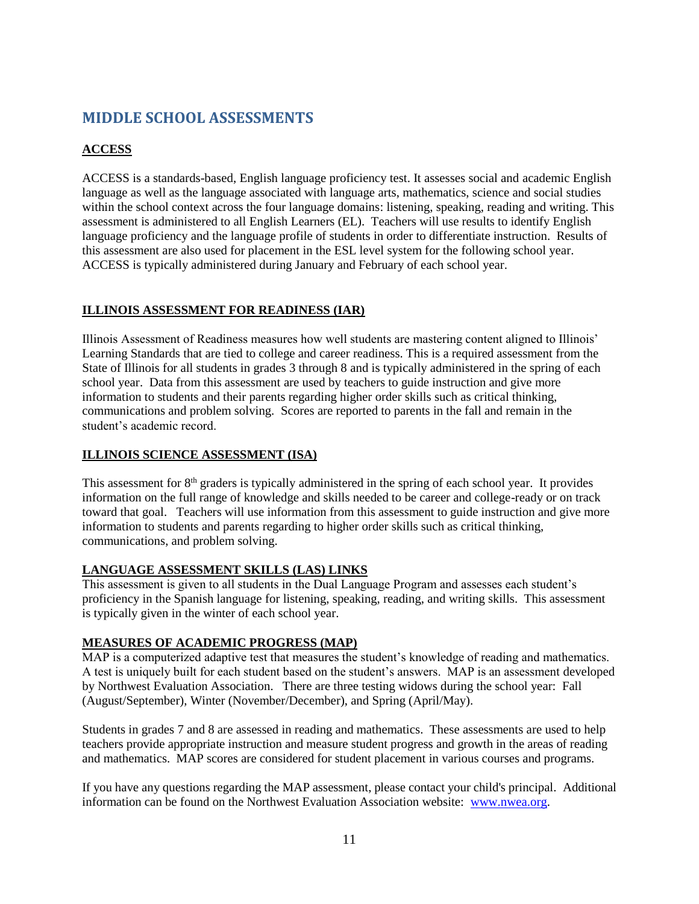# MIDDLE SCHOOL ASSESSMENTS

**ACCESS**

ACCESS is a standards-based, English language proficiency test. It assesses social and academic English language as well as the language associated with language arts, mathematics, science and social studies within the school context across the four language domains: listening, speaking, reading and writing. This assessment is administered to all English Learners (EL). Teachers will use results to identify English language proficiency and the language profile of students in order to differentiate instruction. Results of this assessment are also used for placement in the ESL level system for the following school year. ACCESS is typically administered during January and February of each school year.

**ILLINOIS ASSESSMENT FOR READINESS (IAR)**

Illinois Assessment of Readiness measures how well students are mastering content aligned to Illinois' Learning Standards that are tied to college and career readiness. This is a required assessment from the State of Illinois for all students in grades 3 through 8 and is typically administered in the spring of each school year. Data from this assessment are used by teachers to guide instruction and give more information to students and their parents regarding higher order skills such as critical thinking, communications and problem solving. Scores are reported to parents in the fall and remain in the student's academic record.

**ILLINOIS SCIENCE ASSESSMENT (ISA)**

This assessment for 8th graders is typically administered in the spring of each school year. It provides information on the full range of knowledge and skills needed to be career and college-ready or on track toward that goal. Teachers will use information from this assessment to guide instruction and give more information to students and parents regarding higher order skills such as critical thinking, communications, and problem solving.

**LANGUAGE ASSESSMENT SKILLS (LAS) LINKS**

This assessment is given to all students in the Dual Language Program and assesses each student's proficiency in the Spanish language for listening, speaking, reading, and writing skills. This assessment is typically given in the winter of each school year.

**MEASURES OF ACADEMIC PROGRESS (MAP)**

MAP is a computerized adaptive test that measures the student's knowledge of reading and mathematics. A test is uniquely built for each student based on the student's answers. MAP is an assessment developed by Northwest Evaluation Association. There are three testing widows during the school year: Fall (August/September), Winter (November/December), and Spring (April/May).

Students in grades 7 and 8 are assessed in reading and mathematics. These assessments are used to help teachers provide appropriate instruction and measure student progress and growth in the areas of reading and mathematics. MAP scores are considered for student placement in various courses and programs.

If you have any questions regarding the MAP assessment, please contact your child's principal. Additional information can be found on the Northwest Evaluation Association website: [www.nwea.org](http://www.nwea.org).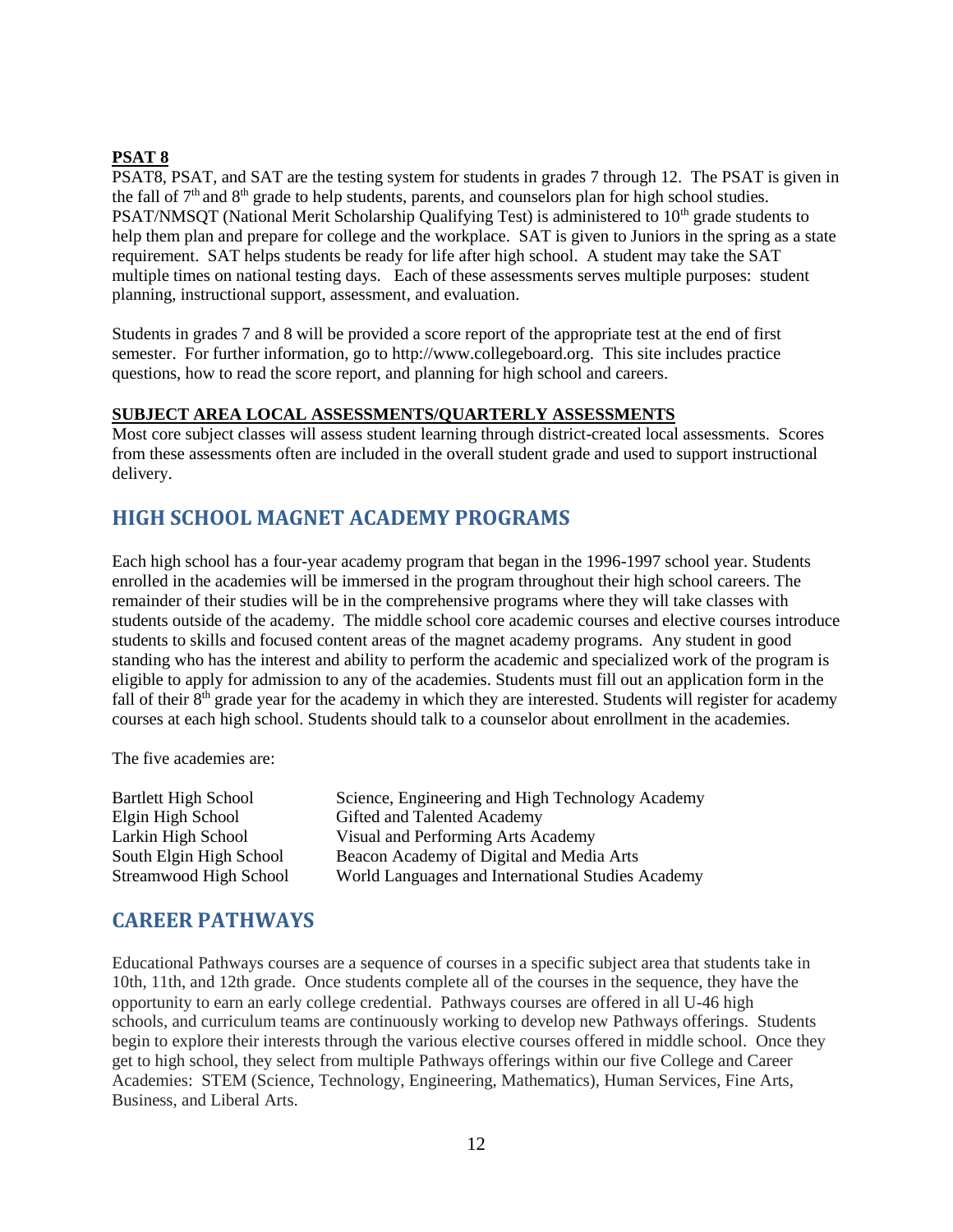**PSAT 8**

PSAT8, PSAT, and SAT are the testing system for students in grades 7 through 12. The PSAT is given in the fall of 7th and 8th grade to help students, parents, and counselors plan for high school studies. PSAT/NMSQT (National Merit Scholarship Qualifying Test) is administered to 10th grade students to help them plan and prepare for college and the workplace. SAT is given to Juniors in the spring as a state requirement. SAT helps students be ready for life after high school. A student may take the SAT multiple times on national testing days. Each of these assessments serves multiple purposes: student planning, instructional support, assessment, and evaluation.

Students in grades 7 and 8 will be provided a score report of the appropriate test at the end of first semester. For further information, go to http://www.collegeboard.org. This site includes practice questions, how to read the score report, and planning for high school and careers.

**SUBJECT AREA LOCAL ASSESSMENTS/QUARTERLY ASSESSMENTS**

Most core subject classes will assess student learning through district-created local assessments. Scores from these assessments often are included in the overall student grade and used to support instructional delivery.

## HIGH SCHOOL MAGNET ACADEMY PROGRAMS

Each high school has a four-year academy program that began in the 1996-1997 school year. Students enrolled in the academies will be immersed in the program throughout their high school careers. The remainder of their studies will be in the comprehensive programs where they will take classes with students outside of the academy. The middle school core academic courses and elective courses introduce students to skills and focused content areas of the magnet academy programs. Any student in good standing who has the interest and ability to perform the academic and specialized work of the program is eligible to apply for admission to any of the academies. Students must fill out an application form in the fall of their 8th grade year for the academy in which they are interested. Students will register for academy courses at each high school. Students should talk to a counselor about enrollment in the academies.

The five academies are:

| | |
|---|---|
| Bartlett High School | Science, Engineering and High Technology Academy |
| Elgin High School | Gifted and Talented Academy |
| Larkin High School | Visual and Performing Arts Academy |
| South Elgin High School | Beacon Academy of Digital and Media Arts |
| Streamwood High School | World Languages and International Studies Academy |

## CAREER PATHWAYS

Educational Pathways courses are a sequence of courses in a specific subject area that students take in 10th, 11th, and 12th grade. Once students complete all of the courses in the sequence, they have the opportunity to earn an early college credential. Pathways courses are offered in all U-46 high schools, and curriculum teams are continuously working to develop new Pathways offerings. Students begin to explore their interests through the various elective courses offered in middle school. Once they get to high school, they select from multiple Pathways offerings within our five College and Career Academies: STEM (Science, Technology, Engineering, Mathematics), Human Services, Fine Arts, Business, and Liberal Arts.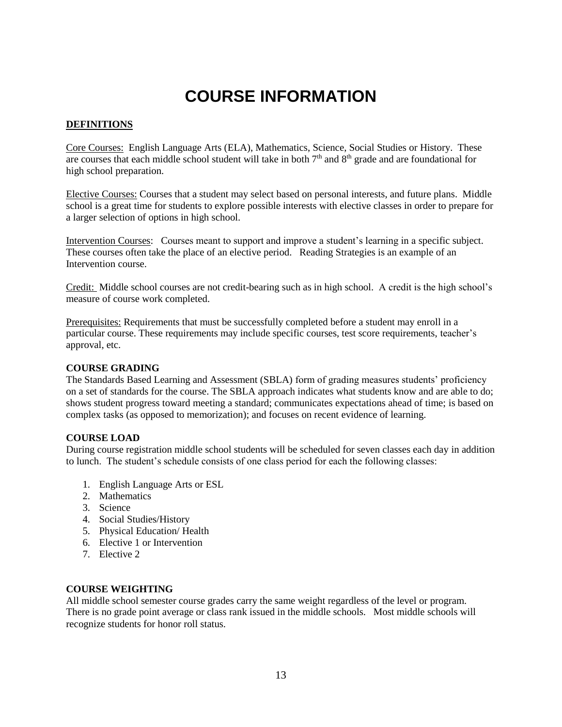# COURSE INFORMATION

**DEFINITIONS**

Core Courses: English Language Arts (ELA), Mathematics, Science, Social Studies or History. These are courses that each middle school student will take in both 7th and 8th grade and are foundational for high school preparation.

Elective Courses: Courses that a student may select based on personal interests, and future plans. Middle school is a great time for students to explore possible interests with elective classes in order to prepare for a larger selection of options in high school.

Intervention Courses: Courses meant to support and improve a student's learning in a specific subject. These courses often take the place of an elective period. Reading Strategies is an example of an Intervention course.

Credit: Middle school courses are not credit-bearing such as in high school. A credit is the high school's measure of course work completed.

Prerequisites: Requirements that must be successfully completed before a student may enroll in a particular course. These requirements may include specific courses, test score requirements, teacher's approval, etc.

**COURSE GRADING**

The Standards Based Learning and Assessment (SBLA) form of grading measures students' proficiency on a set of standards for the course. The SBLA approach indicates what students know and are able to do; shows student progress toward meeting a standard; communicates expectations ahead of time; is based on complex tasks (as opposed to memorization); and focuses on recent evidence of learning.

**COURSE LOAD**

During course registration middle school students will be scheduled for seven classes each day in addition to lunch. The student's schedule consists of one class period for each the following classes:

1. English Language Arts or ESL
2. Mathematics
3. Science
4. Social Studies/History
5. Physical Education/ Health
6. Elective 1 or Intervention
7. Elective 2

**COURSE WEIGHTING**

All middle school semester course grades carry the same weight regardless of the level or program. There is no grade point average or class rank issued in the middle schools. Most middle schools will recognize students for honor roll status.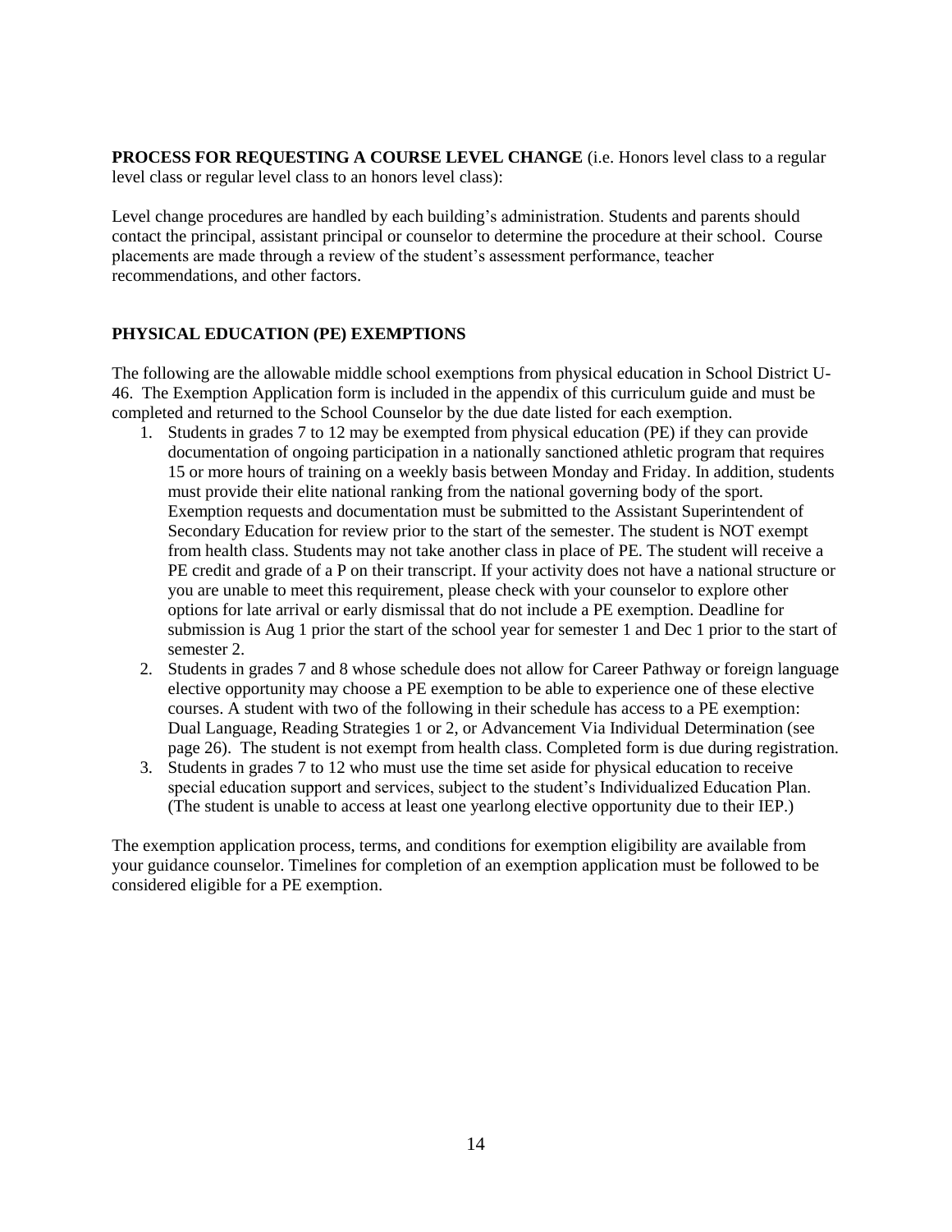**PROCESS FOR REQUESTING A COURSE LEVEL CHANGE** (i.e. Honors level class to a regular level class or regular level class to an honors level class):

Level change procedures are handled by each building's administration. Students and parents should contact the principal, assistant principal or counselor to determine the procedure at their school. Course placements are made through a review of the student's assessment performance, teacher recommendations, and other factors.

**PHYSICAL EDUCATION (PE) EXEMPTIONS**

The following are the allowable middle school exemptions from physical education in School District U-46. The Exemption Application form is included in the appendix of this curriculum guide and must be completed and returned to the School Counselor by the due date listed for each exemption.

1. Students in grades 7 to 12 may be exempted from physical education (PE) if they can provide documentation of ongoing participation in a nationally sanctioned athletic program that requires 15 or more hours of training on a weekly basis between Monday and Friday. In addition, students must provide their elite national ranking from the national governing body of the sport. Exemption requests and documentation must be submitted to the Assistant Superintendent of Secondary Education for review prior to the start of the semester. The student is NOT exempt from health class. Students may not take another class in place of PE. The student will receive a PE credit and grade of a P on their transcript. If your activity does not have a national structure or you are unable to meet this requirement, please check with your counselor to explore other options for late arrival or early dismissal that do not include a PE exemption. Deadline for submission is Aug 1 prior the start of the school year for semester 1 and Dec 1 prior to the start of semester 2.
2. Students in grades 7 and 8 whose schedule does not allow for Career Pathway or foreign language elective opportunity may choose a PE exemption to be able to experience one of these elective courses. A student with two of the following in their schedule has access to a PE exemption: Dual Language, Reading Strategies 1 or 2, or Advancement Via Individual Determination (see page 26). The student is not exempt from health class. Completed form is due during registration.
3. Students in grades 7 to 12 who must use the time set aside for physical education to receive special education support and services, subject to the student's Individualized Education Plan. (The student is unable to access at least one yearlong elective opportunity due to their IEP.)

The exemption application process, terms, and conditions for exemption eligibility are available from your guidance counselor. Timelines for completion of an exemption application must be followed to be considered eligible for a PE exemption.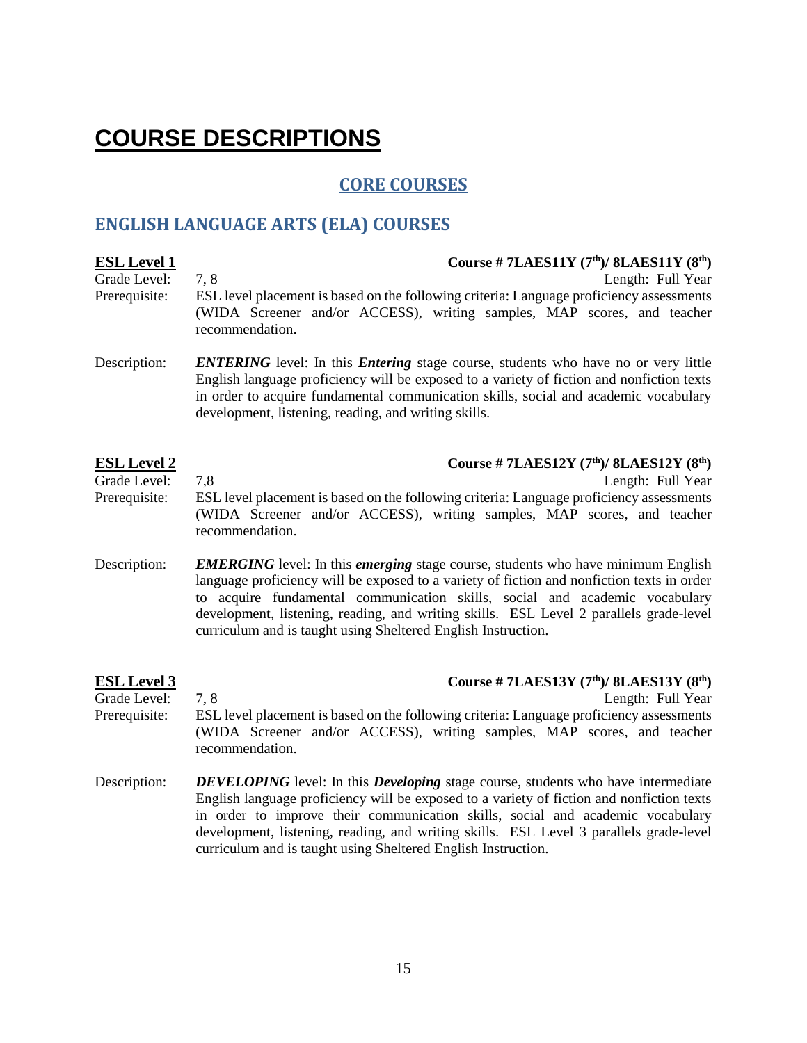# COURSE DESCRIPTIONS

## CORE COURSES

## ENGLISH LANGUAGE ARTS (ELA) COURSES

**ESL Level 1** — **Course # 7LAES11Y (7th)/ 8LAES11Y (8th)**

Grade Level: 7, 8 — Length: Full Year

Prerequisite: ESL level placement is based on the following criteria: Language proficiency assessments (WIDA Screener and/or ACCESS), writing samples, MAP scores, and teacher recommendation.

Description: ***ENTERING*** level: In this ***Entering*** stage course, students who have no or very little English language proficiency will be exposed to a variety of fiction and nonfiction texts in order to acquire fundamental communication skills, social and academic vocabulary development, listening, reading, and writing skills.

**ESL Level 2** — **Course # 7LAES12Y (7th)/ 8LAES12Y (8th)**

Grade Level: 7,8 — Length: Full Year

Prerequisite: ESL level placement is based on the following criteria: Language proficiency assessments (WIDA Screener and/or ACCESS), writing samples, MAP scores, and teacher recommendation.

Description: ***EMERGING*** level: In this ***emerging*** stage course, students who have minimum English language proficiency will be exposed to a variety of fiction and nonfiction texts in order to acquire fundamental communication skills, social and academic vocabulary development, listening, reading, and writing skills. ESL Level 2 parallels grade-level curriculum and is taught using Sheltered English Instruction.

**ESL Level 3** — **Course # 7LAES13Y (7th)/ 8LAES13Y (8th)**

Grade Level: 7, 8 — Length: Full Year

Prerequisite: ESL level placement is based on the following criteria: Language proficiency assessments (WIDA Screener and/or ACCESS), writing samples, MAP scores, and teacher recommendation.

Description: ***DEVELOPING*** level: In this ***Developing*** stage course, students who have intermediate English language proficiency will be exposed to a variety of fiction and nonfiction texts in order to improve their communication skills, social and academic vocabulary development, listening, reading, and writing skills. ESL Level 3 parallels grade-level curriculum and is taught using Sheltered English Instruction.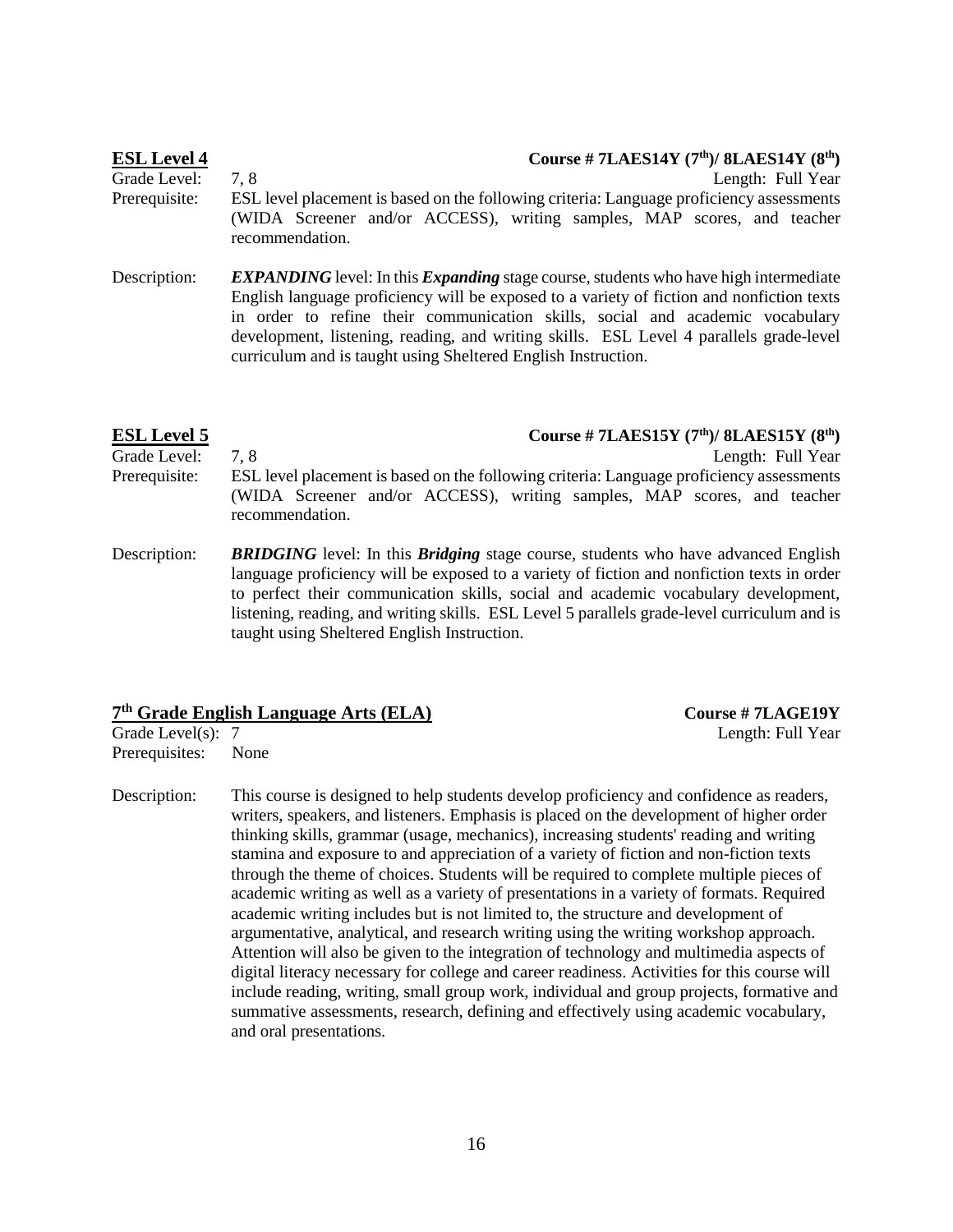## ESL Level 4

**Course # 7LAES14Y (7th)/ 8LAES14Y (8th)**

Grade Level: 7, 8

Length: Full Year

Prerequisite: ESL level placement is based on the following criteria: Language proficiency assessments (WIDA Screener and/or ACCESS), writing samples, MAP scores, and teacher recommendation.

Description: ***EXPANDING*** level: In this ***Expanding*** stage course, students who have high intermediate English language proficiency will be exposed to a variety of fiction and nonfiction texts in order to refine their communication skills, social and academic vocabulary development, listening, reading, and writing skills. ESL Level 4 parallels grade-level curriculum and is taught using Sheltered English Instruction.

## ESL Level 5

**Course # 7LAES15Y (7th)/ 8LAES15Y (8th)**

Grade Level: 7, 8

Length: Full Year

Prerequisite: ESL level placement is based on the following criteria: Language proficiency assessments (WIDA Screener and/or ACCESS), writing samples, MAP scores, and teacher recommendation.

Description: ***BRIDGING*** level: In this ***Bridging*** stage course, students who have advanced English language proficiency will be exposed to a variety of fiction and nonfiction texts in order to perfect their communication skills, social and academic vocabulary development, listening, reading, and writing skills. ESL Level 5 parallels grade-level curriculum and is taught using Sheltered English Instruction.

## 7th Grade English Language Arts (ELA)

**Course # 7LAGE19Y**

Grade Level(s): 7

Length: Full Year

Prerequisites: None

Description: This course is designed to help students develop proficiency and confidence as readers, writers, speakers, and listeners. Emphasis is placed on the development of higher order thinking skills, grammar (usage, mechanics), increasing students' reading and writing stamina and exposure to and appreciation of a variety of fiction and non-fiction texts through the theme of choices. Students will be required to complete multiple pieces of academic writing as well as a variety of presentations in a variety of formats. Required academic writing includes but is not limited to, the structure and development of argumentative, analytical, and research writing using the writing workshop approach. Attention will also be given to the integration of technology and multimedia aspects of digital literacy necessary for college and career readiness. Activities for this course will include reading, writing, small group work, individual and group projects, formative and summative assessments, research, defining and effectively using academic vocabulary, and oral presentations.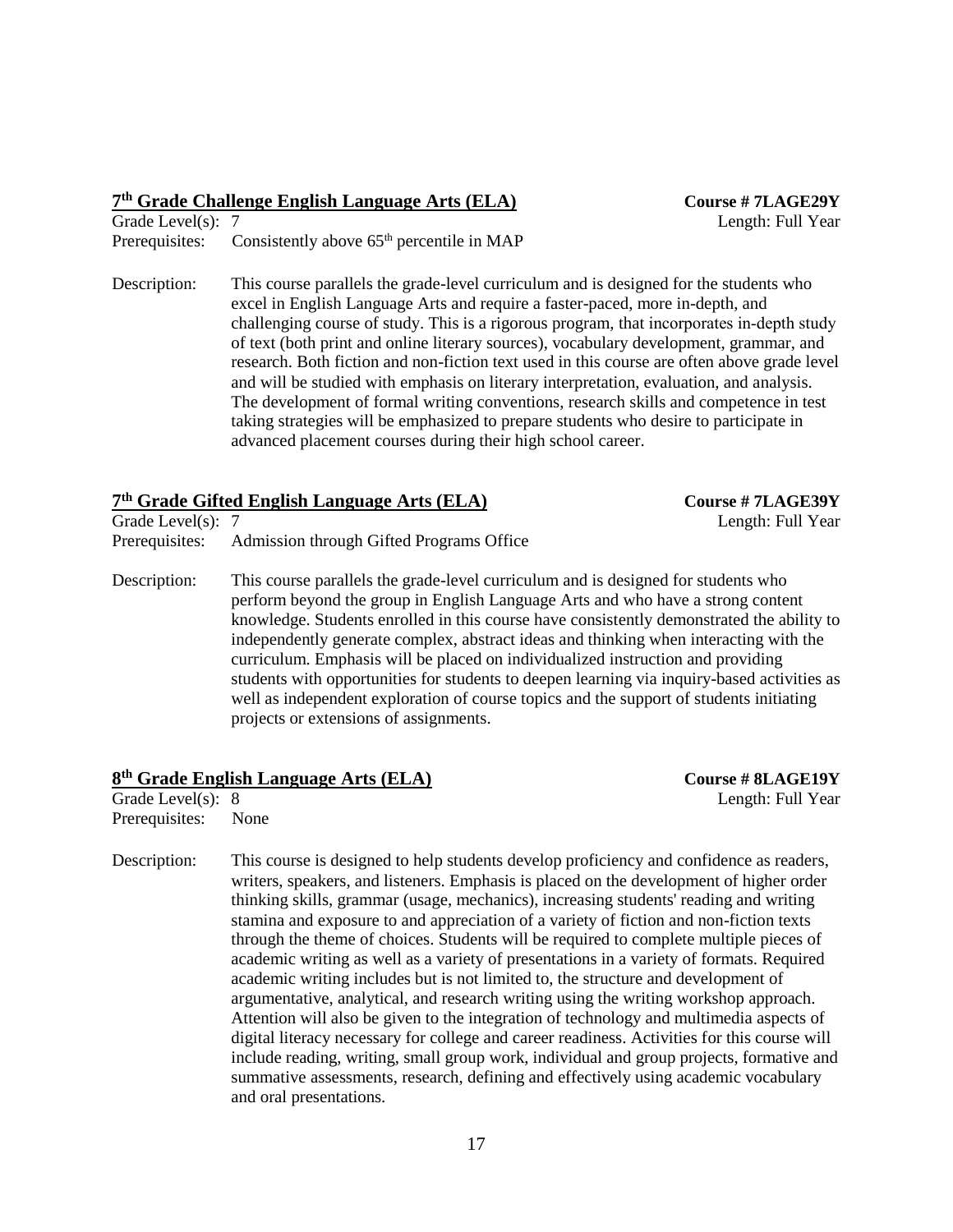## 7th Grade Challenge English Language Arts (ELA)

**Course # 7LAGE29Y**

Grade Level(s): 7

Length: Full Year

Prerequisites: Consistently above 65th percentile in MAP

Description: This course parallels the grade-level curriculum and is designed for the students who excel in English Language Arts and require a faster-paced, more in-depth, and challenging course of study. This is a rigorous program, that incorporates in-depth study of text (both print and online literary sources), vocabulary development, grammar, and research. Both fiction and non-fiction text used in this course are often above grade level and will be studied with emphasis on literary interpretation, evaluation, and analysis. The development of formal writing conventions, research skills and competence in test taking strategies will be emphasized to prepare students who desire to participate in advanced placement courses during their high school career.

## 7th Grade Gifted English Language Arts (ELA)

**Course # 7LAGE39Y**

Grade Level(s): 7

Length: Full Year

Prerequisites: Admission through Gifted Programs Office

Description: This course parallels the grade-level curriculum and is designed for students who perform beyond the group in English Language Arts and who have a strong content knowledge. Students enrolled in this course have consistently demonstrated the ability to independently generate complex, abstract ideas and thinking when interacting with the curriculum. Emphasis will be placed on individualized instruction and providing students with opportunities for students to deepen learning via inquiry-based activities as well as independent exploration of course topics and the support of students initiating projects or extensions of assignments.

## 8th Grade English Language Arts (ELA)

**Course # 8LAGE19Y**

Grade Level(s): 8

Length: Full Year

Prerequisites: None

Description: This course is designed to help students develop proficiency and confidence as readers, writers, speakers, and listeners. Emphasis is placed on the development of higher order thinking skills, grammar (usage, mechanics), increasing students' reading and writing stamina and exposure to and appreciation of a variety of fiction and non-fiction texts through the theme of choices. Students will be required to complete multiple pieces of academic writing as well as a variety of presentations in a variety of formats. Required academic writing includes but is not limited to, the structure and development of argumentative, analytical, and research writing using the writing workshop approach. Attention will also be given to the integration of technology and multimedia aspects of digital literacy necessary for college and career readiness. Activities for this course will include reading, writing, small group work, individual and group projects, formative and summative assessments, research, defining and effectively using academic vocabulary and oral presentations.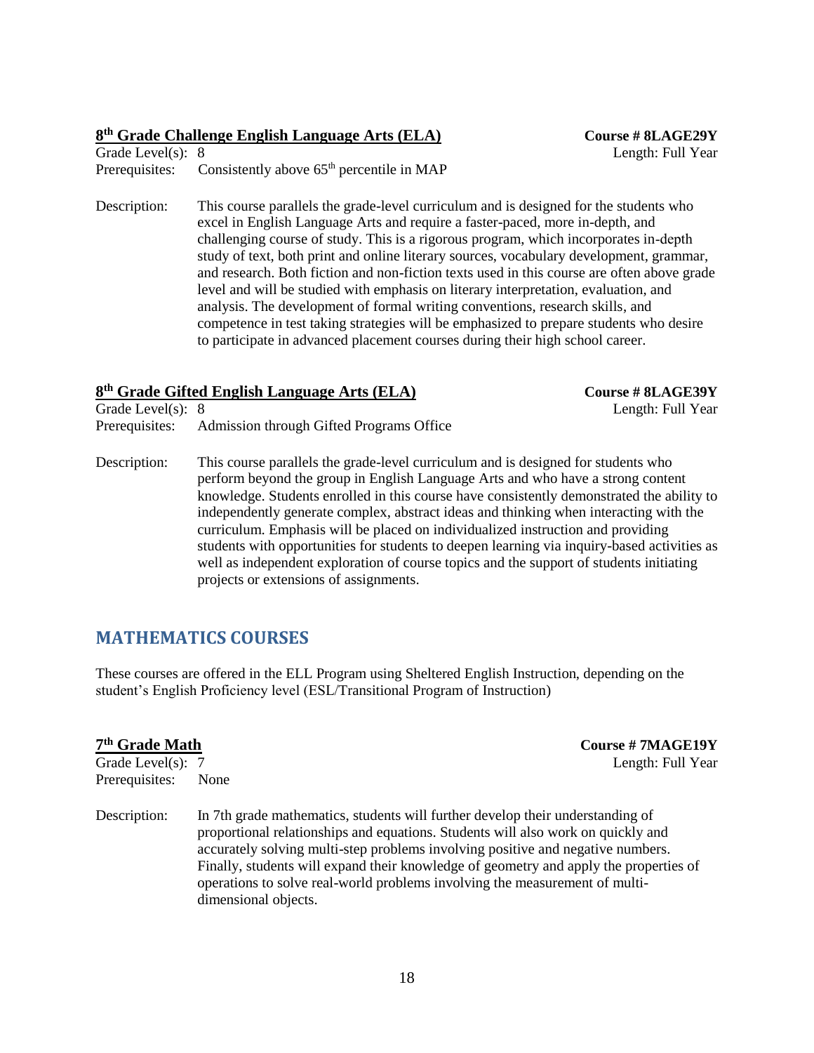### 8th Grade Challenge English Language Arts (ELA)

**Course # 8LAGE29Y**
Length: Full Year

Grade Level(s): 8
Prerequisites: Consistently above 65th percentile in MAP

Description: This course parallels the grade-level curriculum and is designed for the students who excel in English Language Arts and require a faster-paced, more in-depth, and challenging course of study. This is a rigorous program, which incorporates in-depth study of text, both print and online literary sources, vocabulary development, grammar, and research. Both fiction and non-fiction texts used in this course are often above grade level and will be studied with emphasis on literary interpretation, evaluation, and analysis. The development of formal writing conventions, research skills, and competence in test taking strategies will be emphasized to prepare students who desire to participate in advanced placement courses during their high school career.

### 8th Grade Gifted English Language Arts (ELA)

**Course # 8LAGE39Y**
Length: Full Year

Grade Level(s): 8
Prerequisites: Admission through Gifted Programs Office

Description: This course parallels the grade-level curriculum and is designed for students who perform beyond the group in English Language Arts and who have a strong content knowledge. Students enrolled in this course have consistently demonstrated the ability to independently generate complex, abstract ideas and thinking when interacting with the curriculum. Emphasis will be placed on individualized instruction and providing students with opportunities for students to deepen learning via inquiry-based activities as well as independent exploration of course topics and the support of students initiating projects or extensions of assignments.

## MATHEMATICS COURSES

These courses are offered in the ELL Program using Sheltered English Instruction, depending on the student's English Proficiency level (ESL/Transitional Program of Instruction)

### 7th Grade Math

**Course # 7MAGE19Y**
Length: Full Year

Grade Level(s): 7
Prerequisites: None

Description: In 7th grade mathematics, students will further develop their understanding of proportional relationships and equations. Students will also work on quickly and accurately solving multi-step problems involving positive and negative numbers. Finally, students will expand their knowledge of geometry and apply the properties of operations to solve real-world problems involving the measurement of multi-dimensional objects.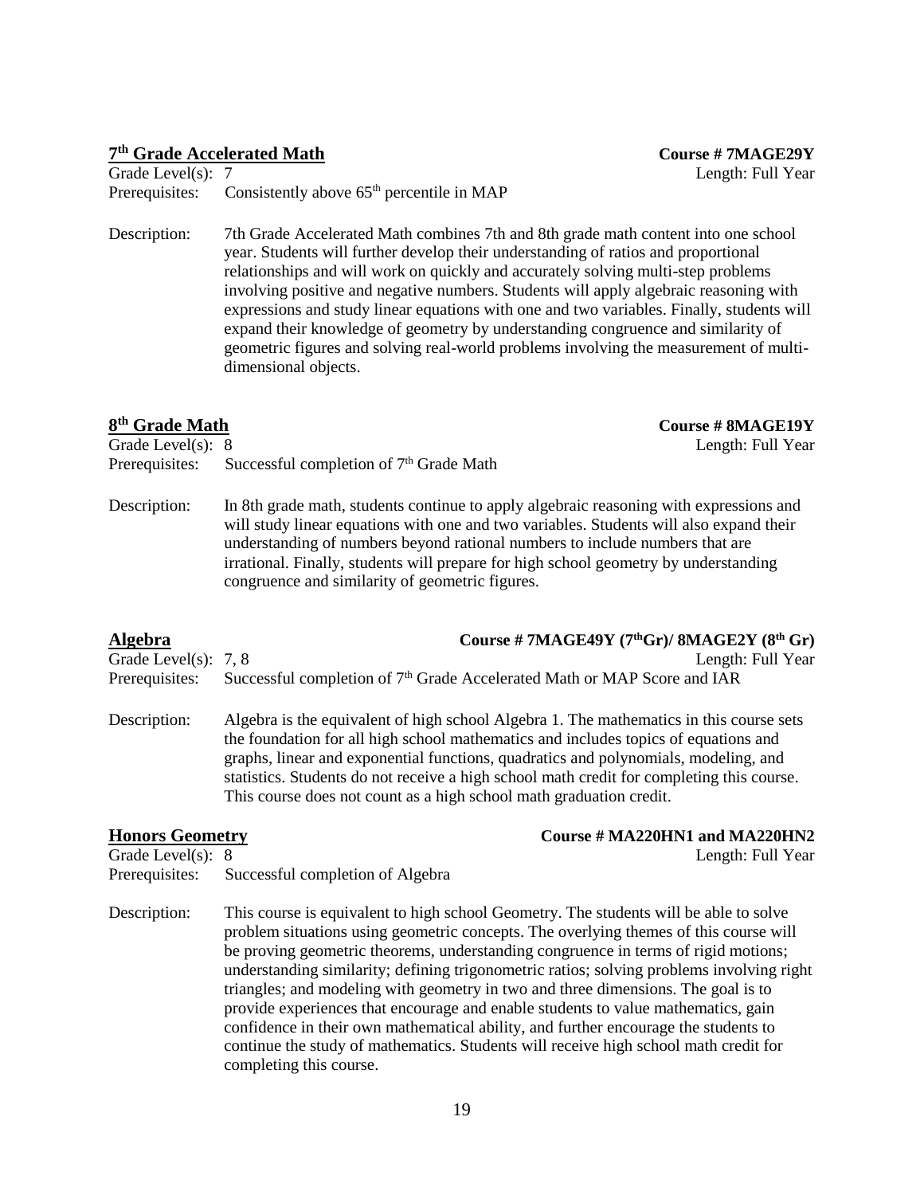## 7th Grade Accelerated Math

**Course # 7MAGE29Y**

Grade Level(s): 7 | Length: Full Year

Prerequisites: Consistently above 65th percentile in MAP

Description: 7th Grade Accelerated Math combines 7th and 8th grade math content into one school year. Students will further develop their understanding of ratios and proportional relationships and will work on quickly and accurately solving multi-step problems involving positive and negative numbers. Students will apply algebraic reasoning with expressions and study linear equations with one and two variables. Finally, students will expand their knowledge of geometry by understanding congruence and similarity of geometric figures and solving real-world problems involving the measurement of multi-dimensional objects.

## 8th Grade Math

**Course # 8MAGE19Y**

Grade Level(s): 8 | Length: Full Year

Prerequisites: Successful completion of 7th Grade Math

Description: In 8th grade math, students continue to apply algebraic reasoning with expressions and will study linear equations with one and two variables. Students will also expand their understanding of numbers beyond rational numbers to include numbers that are irrational. Finally, students will prepare for high school geometry by understanding congruence and similarity of geometric figures.

## Algebra

**Course # 7MAGE49Y (7thGr)/ 8MAGE2Y (8th Gr)**

Grade Level(s): 7, 8 | Length: Full Year

Prerequisites: Successful completion of 7th Grade Accelerated Math or MAP Score and IAR

Description: Algebra is the equivalent of high school Algebra 1. The mathematics in this course sets the foundation for all high school mathematics and includes topics of equations and graphs, linear and exponential functions, quadratics and polynomials, modeling, and statistics. Students do not receive a high school math credit for completing this course. This course does not count as a high school math graduation credit.

## Honors Geometry

**Course # MA220HN1 and MA220HN2**

Grade Level(s): 8 | Length: Full Year

Prerequisites: Successful completion of Algebra

Description: This course is equivalent to high school Geometry. The students will be able to solve problem situations using geometric concepts. The overlying themes of this course will be proving geometric theorems, understanding congruence in terms of rigid motions; understanding similarity; defining trigonometric ratios; solving problems involving right triangles; and modeling with geometry in two and three dimensions. The goal is to provide experiences that encourage and enable students to value mathematics, gain confidence in their own mathematical ability, and further encourage the students to continue the study of mathematics. Students will receive high school math credit for completing this course.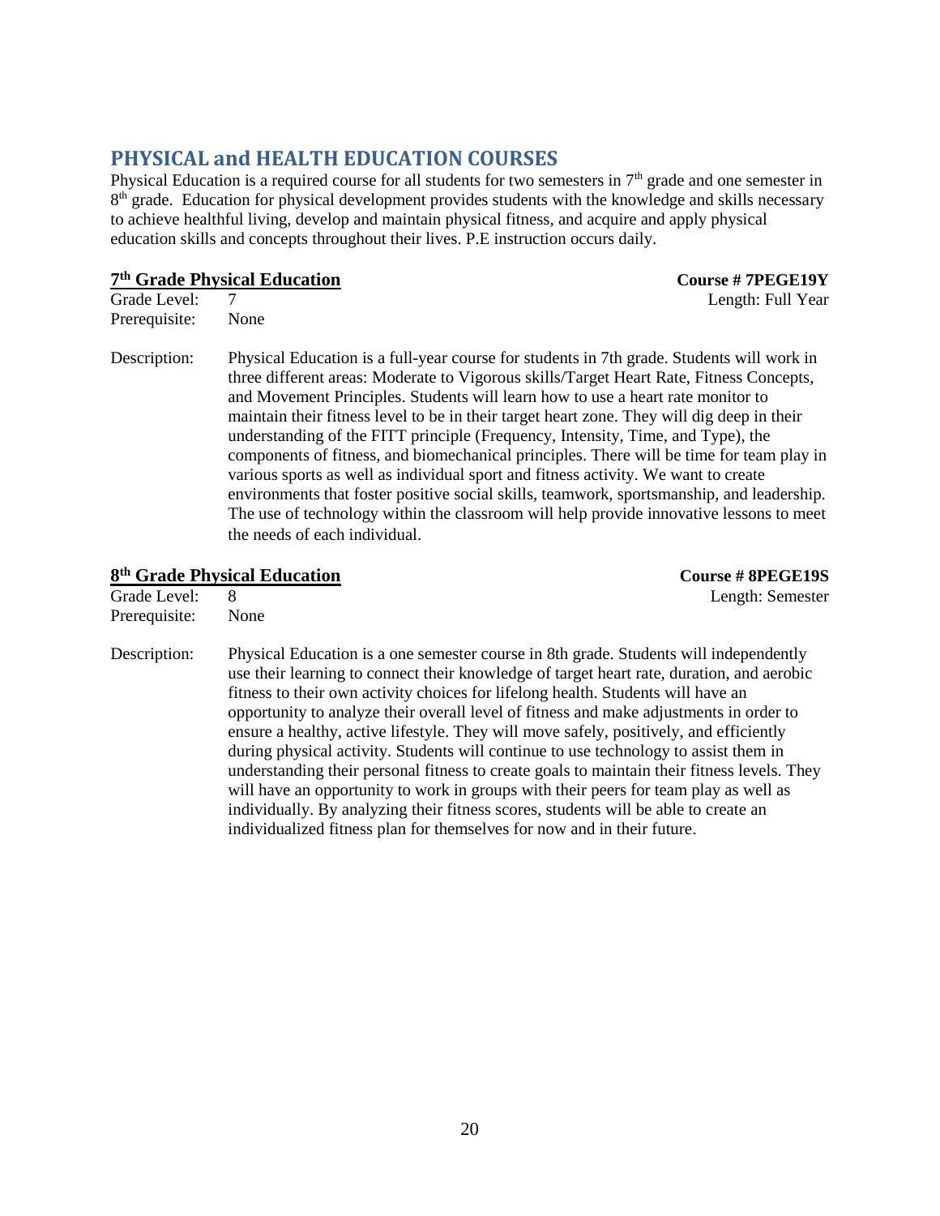## PHYSICAL and HEALTH EDUCATION COURSES

Physical Education is a required course for all students for two semesters in 7th grade and one semester in 8th grade. Education for physical development provides students with the knowledge and skills necessary to achieve healthful living, develop and maintain physical fitness, and acquire and apply physical education skills and concepts throughout their lives. P.E instruction occurs daily.

### 7th Grade Physical Education

**Course # 7PEGE19Y**

Grade Level: 7

Length: Full Year

Prerequisite: None

Description: Physical Education is a full-year course for students in 7th grade. Students will work in three different areas: Moderate to Vigorous skills/Target Heart Rate, Fitness Concepts, and Movement Principles. Students will learn how to use a heart rate monitor to maintain their fitness level to be in their target heart zone. They will dig deep in their understanding of the FITT principle (Frequency, Intensity, Time, and Type), the components of fitness, and biomechanical principles. There will be time for team play in various sports as well as individual sport and fitness activity. We want to create environments that foster positive social skills, teamwork, sportsmanship, and leadership. The use of technology within the classroom will help provide innovative lessons to meet the needs of each individual.

### 8th Grade Physical Education

**Course # 8PEGE19S**

Grade Level: 8

Length: Semester

Prerequisite: None

Description: Physical Education is a one semester course in 8th grade. Students will independently use their learning to connect their knowledge of target heart rate, duration, and aerobic fitness to their own activity choices for lifelong health. Students will have an opportunity to analyze their overall level of fitness and make adjustments in order to ensure a healthy, active lifestyle. They will move safely, positively, and efficiently during physical activity. Students will continue to use technology to assist them in understanding their personal fitness to create goals to maintain their fitness levels. They will have an opportunity to work in groups with their peers for team play as well as individually. By analyzing their fitness scores, students will be able to create an individualized fitness plan for themselves for now and in their future.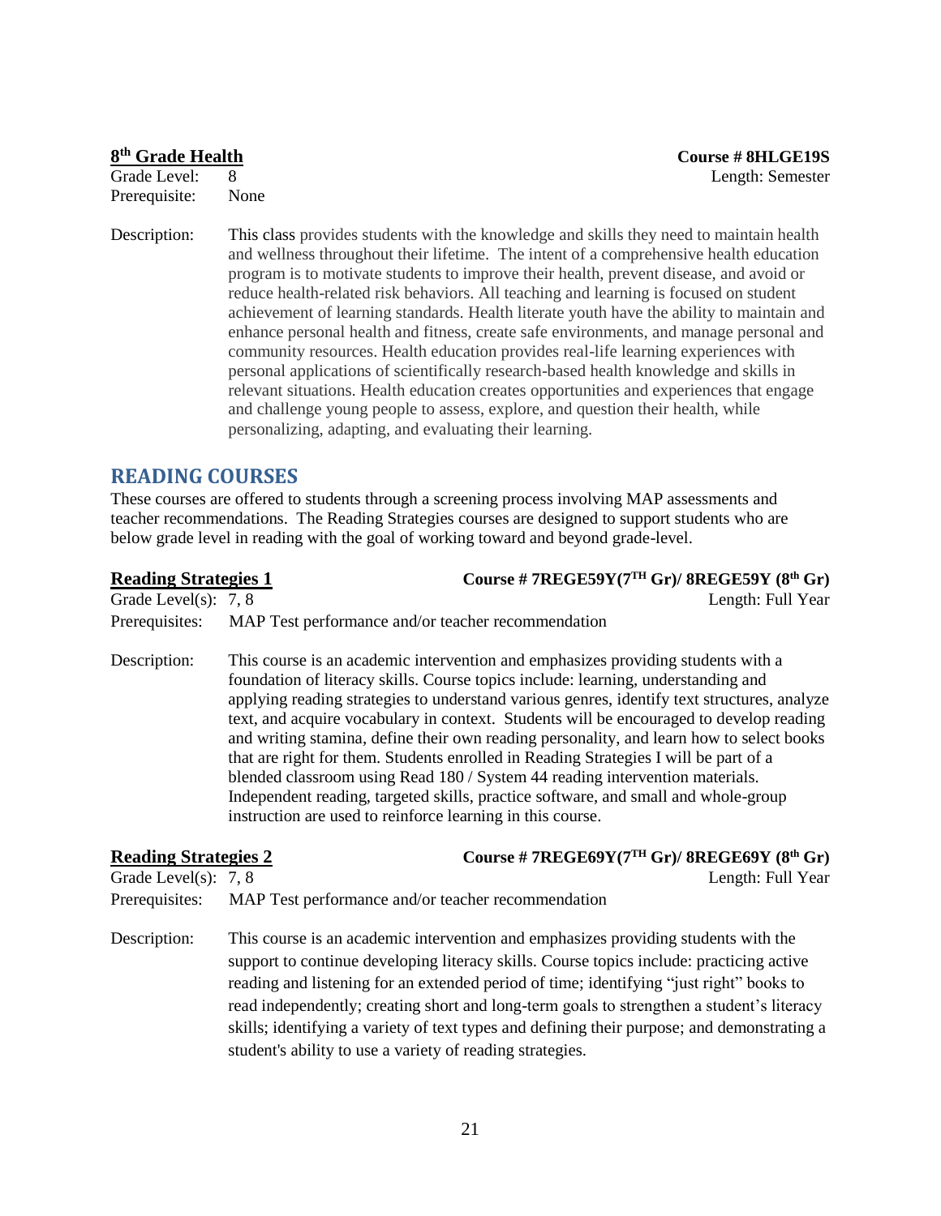**8th Grade Health** — **Course # 8HLGE19S**

Grade Level: 8 — Length: Semester

Prerequisite: None

Description: This class provides students with the knowledge and skills they need to maintain health and wellness throughout their lifetime. The intent of a comprehensive health education program is to motivate students to improve their health, prevent disease, and avoid or reduce health-related risk behaviors. All teaching and learning is focused on student achievement of learning standards. Health literate youth have the ability to maintain and enhance personal health and fitness, create safe environments, and manage personal and community resources. Health education provides real-life learning experiences with personal applications of scientifically research-based health knowledge and skills in relevant situations. Health education creates opportunities and experiences that engage and challenge young people to assess, explore, and question their health, while personalizing, adapting, and evaluating their learning.

## READING COURSES

These courses are offered to students through a screening process involving MAP assessments and teacher recommendations. The Reading Strategies courses are designed to support students who are below grade level in reading with the goal of working toward and beyond grade-level.

**Reading Strategies 1** — **Course # 7REGE59Y(7TH Gr)/ 8REGE59Y (8th Gr)**

Grade Level(s): 7, 8 — Length: Full Year

Prerequisites: MAP Test performance and/or teacher recommendation

Description: This course is an academic intervention and emphasizes providing students with a foundation of literacy skills. Course topics include: learning, understanding and applying reading strategies to understand various genres, identify text structures, analyze text, and acquire vocabulary in context. Students will be encouraged to develop reading and writing stamina, define their own reading personality, and learn how to select books that are right for them. Students enrolled in Reading Strategies I will be part of a blended classroom using Read 180 / System 44 reading intervention materials. Independent reading, targeted skills, practice software, and small and whole-group instruction are used to reinforce learning in this course.

**Reading Strategies 2** — **Course # 7REGE69Y(7TH Gr)/ 8REGE69Y (8th Gr)**

Grade Level(s): 7, 8 — Length: Full Year

Prerequisites: MAP Test performance and/or teacher recommendation

Description: This course is an academic intervention and emphasizes providing students with the support to continue developing literacy skills. Course topics include: practicing active reading and listening for an extended period of time; identifying "just right" books to read independently; creating short and long-term goals to strengthen a student's literacy skills; identifying a variety of text types and defining their purpose; and demonstrating a student's ability to use a variety of reading strategies.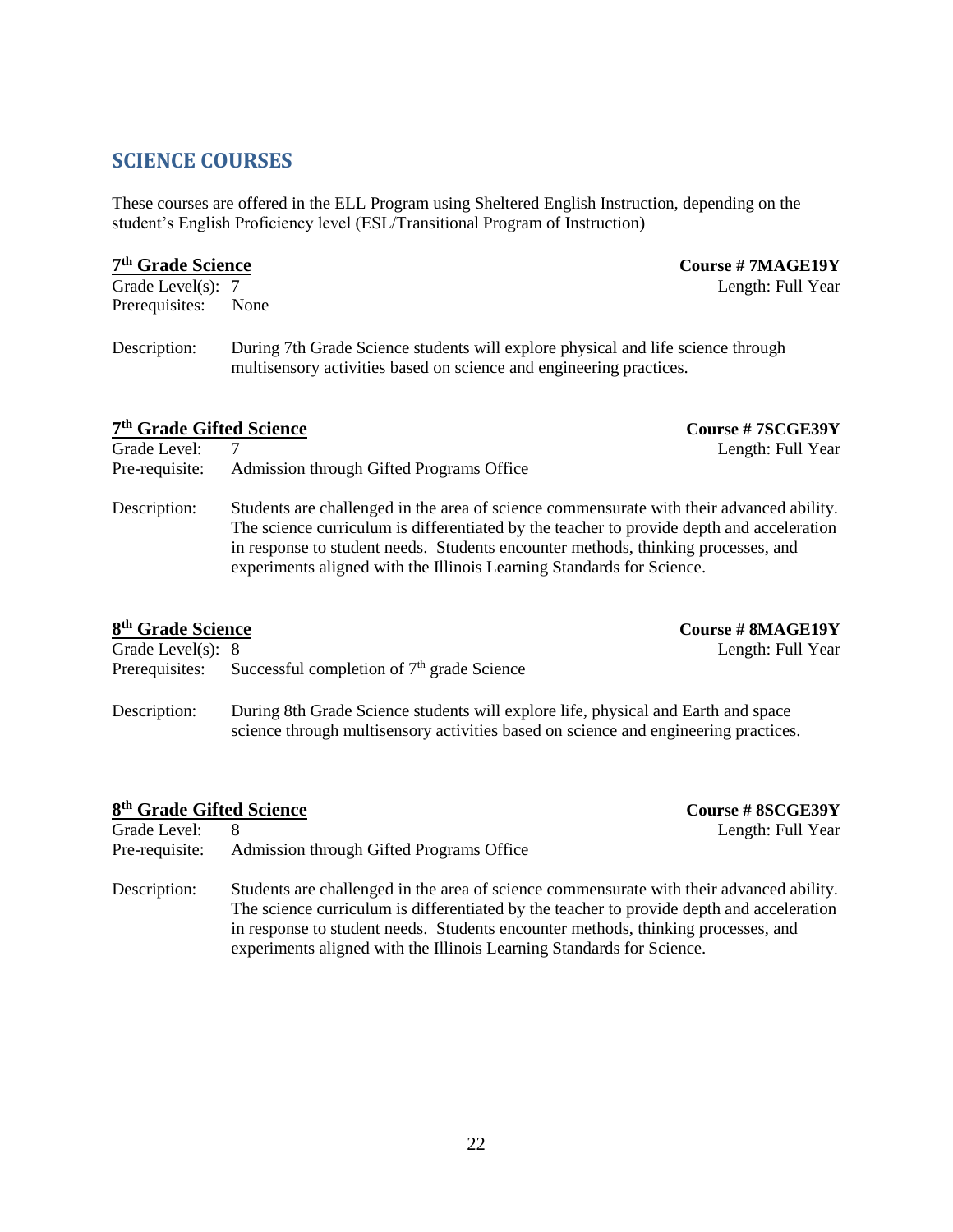## SCIENCE COURSES

These courses are offered in the ELL Program using Sheltered English Instruction, depending on the student's English Proficiency level (ESL/Transitional Program of Instruction)

### 7th Grade Science

**Course # 7MAGE19Y**

Grade Level(s): 7
Length: Full Year
Prerequisites: None

Description: During 7th Grade Science students will explore physical and life science through multisensory activities based on science and engineering practices.

### 7th Grade Gifted Science

**Course # 7SCGE39Y**

Grade Level: 7
Length: Full Year
Pre-requisite: Admission through Gifted Programs Office

Description: Students are challenged in the area of science commensurate with their advanced ability. The science curriculum is differentiated by the teacher to provide depth and acceleration in response to student needs. Students encounter methods, thinking processes, and experiments aligned with the Illinois Learning Standards for Science.

### 8th Grade Science

**Course # 8MAGE19Y**

Grade Level(s): 8
Length: Full Year
Prerequisites: Successful completion of 7th grade Science

Description: During 8th Grade Science students will explore life, physical and Earth and space science through multisensory activities based on science and engineering practices.

### 8th Grade Gifted Science

**Course # 8SCGE39Y**

Grade Level: 8
Length: Full Year
Pre-requisite: Admission through Gifted Programs Office

Description: Students are challenged in the area of science commensurate with their advanced ability. The science curriculum is differentiated by the teacher to provide depth and acceleration in response to student needs. Students encounter methods, thinking processes, and experiments aligned with the Illinois Learning Standards for Science.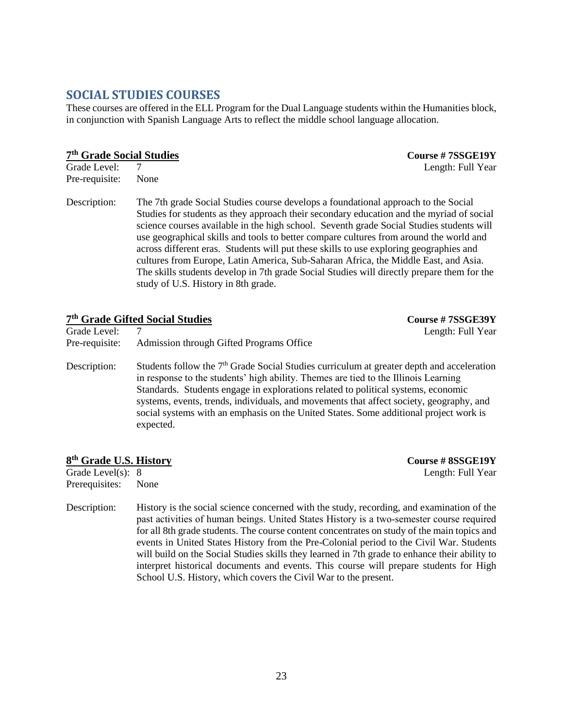## SOCIAL STUDIES COURSES

These courses are offered in the ELL Program for the Dual Language students within the Humanities block, in conjunction with Spanish Language Arts to reflect the middle school language allocation.

### 7th Grade Social Studies

**Course # 7SSGE19Y**

Grade Level: 7
Length: Full Year
Pre-requisite: None

Description: The 7th grade Social Studies course develops a foundational approach to the Social Studies for students as they approach their secondary education and the myriad of social science courses available in the high school. Seventh grade Social Studies students will use geographical skills and tools to better compare cultures from around the world and across different eras. Students will put these skills to use exploring geographies and cultures from Europe, Latin America, Sub-Saharan Africa, the Middle East, and Asia. The skills students develop in 7th grade Social Studies will directly prepare them for the study of U.S. History in 8th grade.

### 7th Grade Gifted Social Studies

**Course # 7SSGE39Y**

Grade Level: 7
Length: Full Year
Pre-requisite: Admission through Gifted Programs Office

Description: Students follow the 7th Grade Social Studies curriculum at greater depth and acceleration in response to the students' high ability. Themes are tied to the Illinois Learning Standards. Students engage in explorations related to political systems, economic systems, events, trends, individuals, and movements that affect society, geography, and social systems with an emphasis on the United States. Some additional project work is expected.

### 8th Grade U.S. History

**Course # 8SSGE19Y**

Grade Level(s): 8
Length: Full Year
Prerequisites: None

Description: History is the social science concerned with the study, recording, and examination of the past activities of human beings. United States History is a two-semester course required for all 8th grade students. The course content concentrates on study of the main topics and events in United States History from the Pre-Colonial period to the Civil War. Students will build on the Social Studies skills they learned in 7th grade to enhance their ability to interpret historical documents and events. This course will prepare students for High School U.S. History, which covers the Civil War to the present.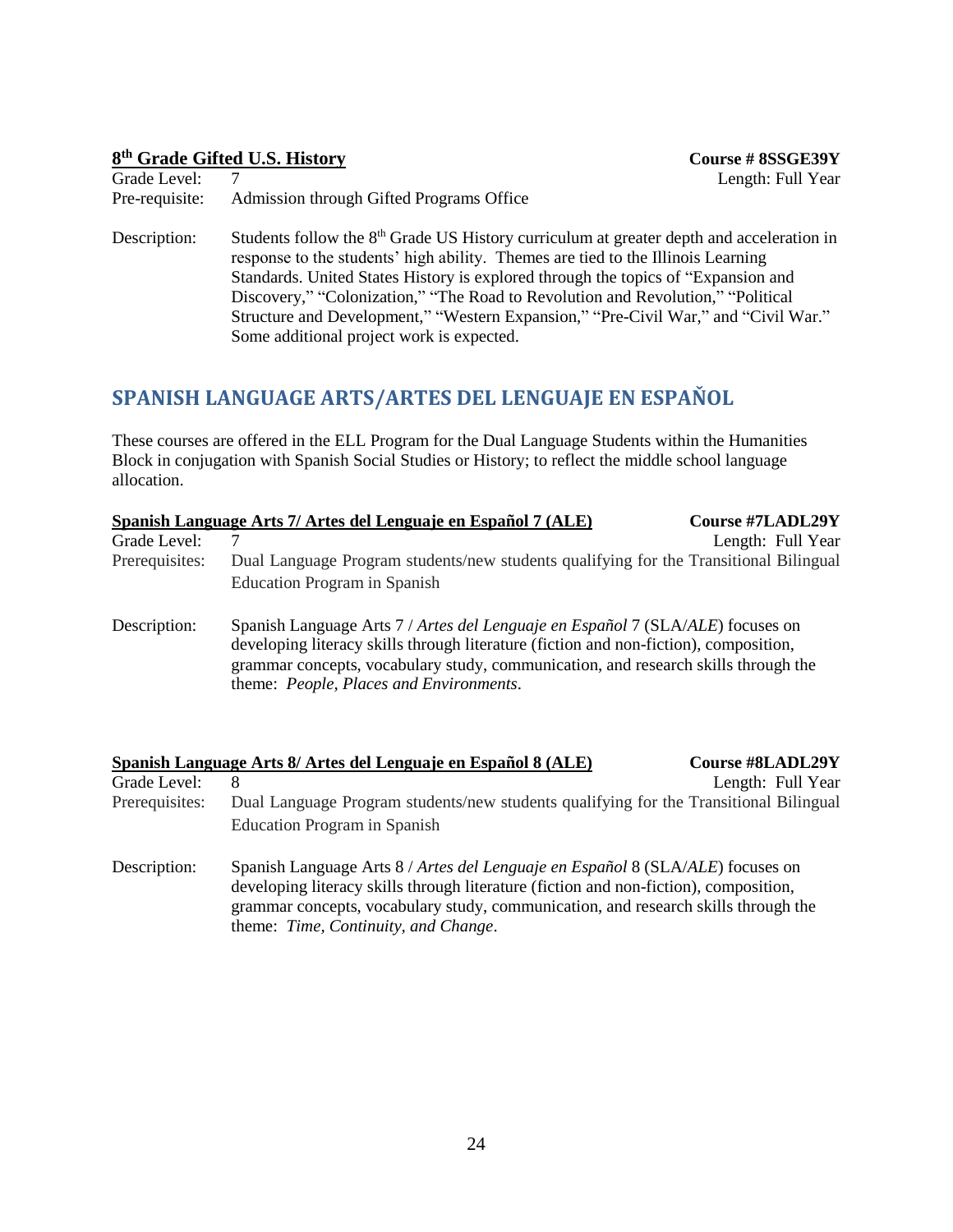**8th Grade Gifted U.S. History** **Course # 8SSGE39Y**

Grade Level: 7 Length: Full Year

Pre-requisite: Admission through Gifted Programs Office

Description: Students follow the 8th Grade US History curriculum at greater depth and acceleration in response to the students' high ability. Themes are tied to the Illinois Learning Standards. United States History is explored through the topics of "Expansion and Discovery," "Colonization," "The Road to Revolution and Revolution," "Political Structure and Development," "Western Expansion," "Pre-Civil War," and "Civil War." Some additional project work is expected.

## SPANISH LANGUAGE ARTS/ARTES DEL LENGUAJE EN ESPAŇOL

These courses are offered in the ELL Program for the Dual Language Students within the Humanities Block in conjugation with Spanish Social Studies or History; to reflect the middle school language allocation.

**Spanish Language Arts 7/ Artes del Lenguaje en Español 7 (ALE)** **Course #7LADL29Y**

Grade Level: 7 Length: Full Year

Prerequisites: Dual Language Program students/new students qualifying for the Transitional Bilingual Education Program in Spanish

Description: Spanish Language Arts 7 / *Artes del Lenguaje en Español* 7 (SLA/*ALE*) focuses on developing literacy skills through literature (fiction and non-fiction), composition, grammar concepts, vocabulary study, communication, and research skills through the theme: *People, Places and Environments*.

**Spanish Language Arts 8/ Artes del Lenguaje en Español 8 (ALE)** **Course #8LADL29Y**

Grade Level: 8 Length: Full Year

Prerequisites: Dual Language Program students/new students qualifying for the Transitional Bilingual Education Program in Spanish

Description: Spanish Language Arts 8 / *Artes del Lenguaje en Español* 8 (SLA/*ALE*) focuses on developing literacy skills through literature (fiction and non-fiction), composition, grammar concepts, vocabulary study, communication, and research skills through the theme: *Time, Continuity, and Change*.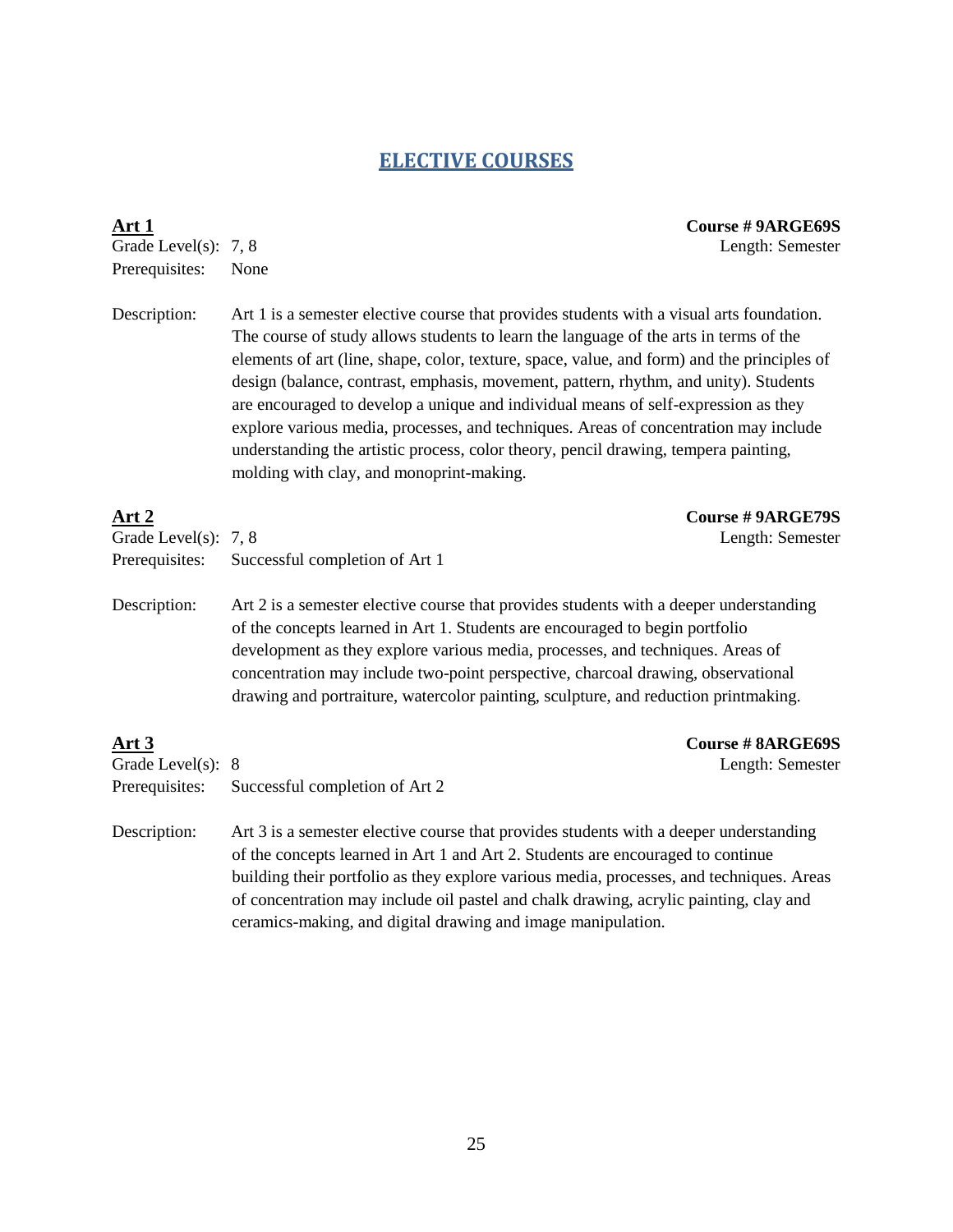# ELECTIVE COURSES

## Art 1

**Course # 9ARGE69S**

Grade Level(s): 7, 8

Length: Semester

Prerequisites: None

Description: Art 1 is a semester elective course that provides students with a visual arts foundation. The course of study allows students to learn the language of the arts in terms of the elements of art (line, shape, color, texture, space, value, and form) and the principles of design (balance, contrast, emphasis, movement, pattern, rhythm, and unity). Students are encouraged to develop a unique and individual means of self-expression as they explore various media, processes, and techniques. Areas of concentration may include understanding the artistic process, color theory, pencil drawing, tempera painting, molding with clay, and monoprint-making.

## Art 2

**Course # 9ARGE79S**

Grade Level(s): 7, 8

Length: Semester

Prerequisites: Successful completion of Art 1

Description: Art 2 is a semester elective course that provides students with a deeper understanding of the concepts learned in Art 1. Students are encouraged to begin portfolio development as they explore various media, processes, and techniques. Areas of concentration may include two-point perspective, charcoal drawing, observational drawing and portraiture, watercolor painting, sculpture, and reduction printmaking.

## Art 3

**Course # 8ARGE69S**

Grade Level(s): 8

Length: Semester

Prerequisites: Successful completion of Art 2

Description: Art 3 is a semester elective course that provides students with a deeper understanding of the concepts learned in Art 1 and Art 2. Students are encouraged to continue building their portfolio as they explore various media, processes, and techniques. Areas of concentration may include oil pastel and chalk drawing, acrylic painting, clay and ceramics-making, and digital drawing and image manipulation.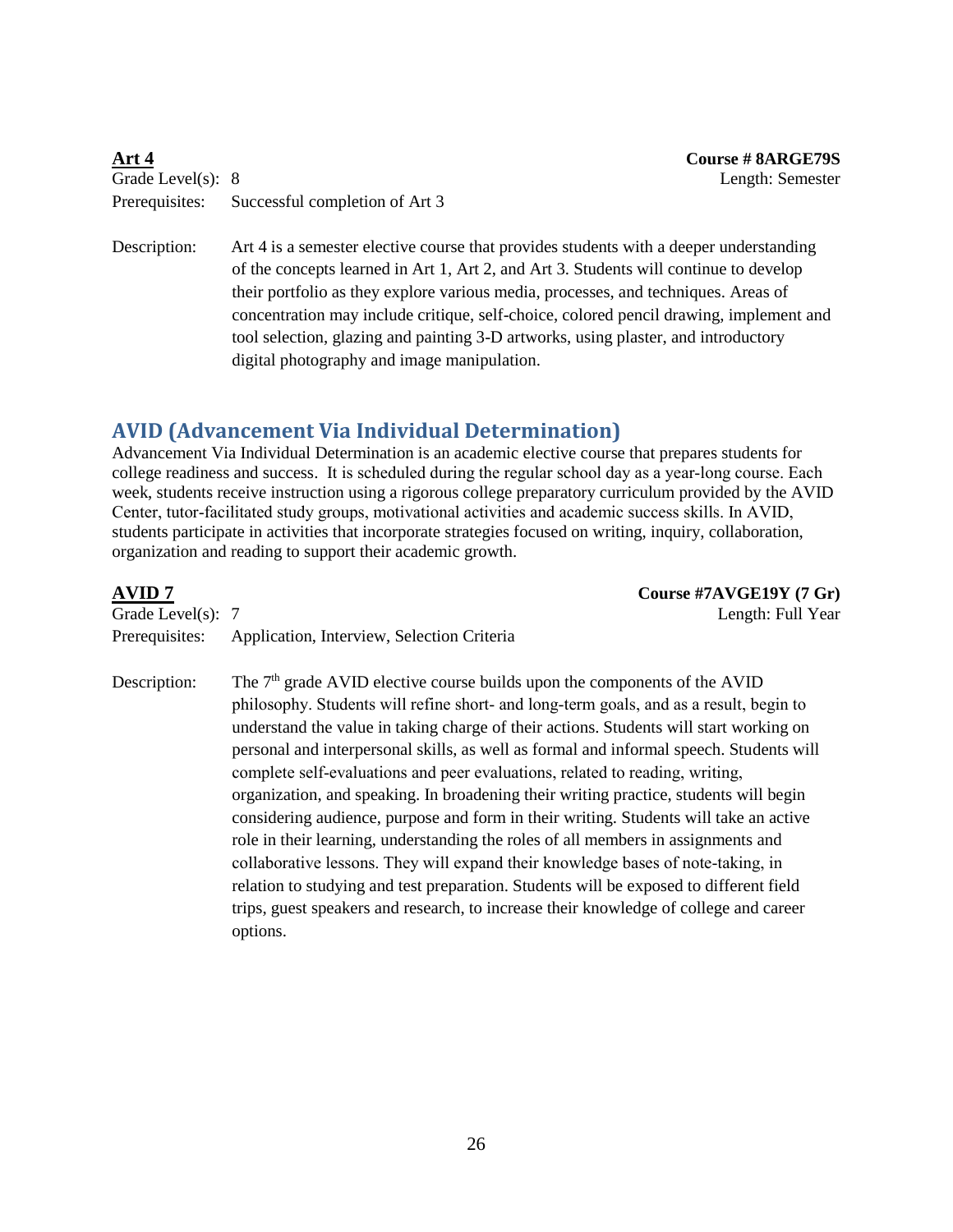**Art 4** **Course # 8ARGE79S**

Grade Level(s): 8 Length: Semester

Prerequisites: Successful completion of Art 3

Description: Art 4 is a semester elective course that provides students with a deeper understanding of the concepts learned in Art 1, Art 2, and Art 3. Students will continue to develop their portfolio as they explore various media, processes, and techniques. Areas of concentration may include critique, self-choice, colored pencil drawing, implement and tool selection, glazing and painting 3-D artworks, using plaster, and introductory digital photography and image manipulation.

## AVID (Advancement Via Individual Determination)

Advancement Via Individual Determination is an academic elective course that prepares students for college readiness and success. It is scheduled during the regular school day as a year-long course. Each week, students receive instruction using a rigorous college preparatory curriculum provided by the AVID Center, tutor-facilitated study groups, motivational activities and academic success skills. In AVID, students participate in activities that incorporate strategies focused on writing, inquiry, collaboration, organization and reading to support their academic growth.

**AVID 7** **Course #7AVGE19Y (7 Gr)**

Grade Level(s): 7 Length: Full Year

Prerequisites: Application, Interview, Selection Criteria

Description: The 7th grade AVID elective course builds upon the components of the AVID philosophy. Students will refine short- and long-term goals, and as a result, begin to understand the value in taking charge of their actions. Students will start working on personal and interpersonal skills, as well as formal and informal speech. Students will complete self-evaluations and peer evaluations, related to reading, writing, organization, and speaking. In broadening their writing practice, students will begin considering audience, purpose and form in their writing. Students will take an active role in their learning, understanding the roles of all members in assignments and collaborative lessons. They will expand their knowledge bases of note-taking, in relation to studying and test preparation. Students will be exposed to different field trips, guest speakers and research, to increase their knowledge of college and career options.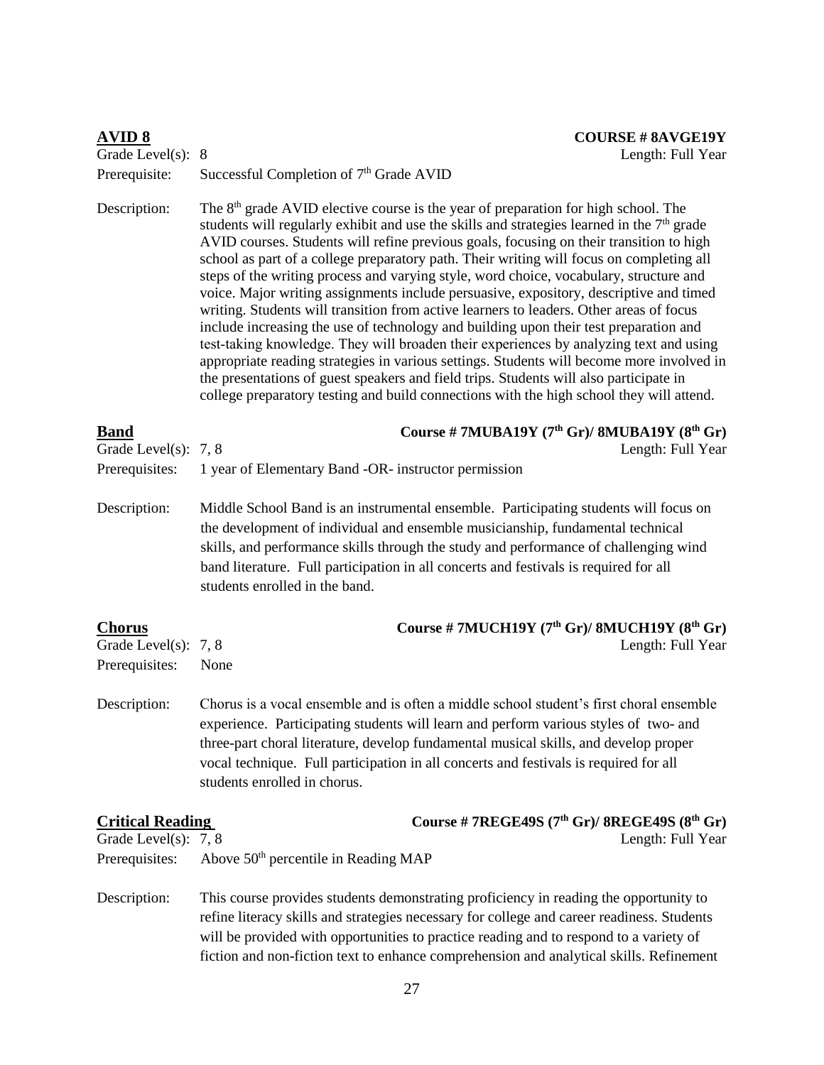## AVID 8

**COURSE # 8AVGE19Y**

Grade Level(s): 8 — Length: Full Year

Prerequisite: Successful Completion of 7th Grade AVID

Description: The 8th grade AVID elective course is the year of preparation for high school. The students will regularly exhibit and use the skills and strategies learned in the 7th grade AVID courses. Students will refine previous goals, focusing on their transition to high school as part of a college preparatory path. Their writing will focus on completing all steps of the writing process and varying style, word choice, vocabulary, structure and voice. Major writing assignments include persuasive, expository, descriptive and timed writing. Students will transition from active learners to leaders. Other areas of focus include increasing the use of technology and building upon their test preparation and test-taking knowledge. They will broaden their experiences by analyzing text and using appropriate reading strategies in various settings. Students will become more involved in the presentations of guest speakers and field trips. Students will also participate in college preparatory testing and build connections with the high school they will attend.

## Band

**Course # 7MUBA19Y (7th Gr)/ 8MUBA19Y (8th Gr)**

Grade Level(s): 7, 8 — Length: Full Year

Prerequisites: 1 year of Elementary Band -OR- instructor permission

Description: Middle School Band is an instrumental ensemble. Participating students will focus on the development of individual and ensemble musicianship, fundamental technical skills, and performance skills through the study and performance of challenging wind band literature. Full participation in all concerts and festivals is required for all students enrolled in the band.

## Chorus

**Course # 7MUCH19Y (7th Gr)/ 8MUCH19Y (8th Gr)**

Grade Level(s): 7, 8 — Length: Full Year

Prerequisites: None

Description: Chorus is a vocal ensemble and is often a middle school student's first choral ensemble experience. Participating students will learn and perform various styles of two- and three-part choral literature, develop fundamental musical skills, and develop proper vocal technique. Full participation in all concerts and festivals is required for all students enrolled in chorus.

## Critical Reading

**Course # 7REGE49S (7th Gr)/ 8REGE49S (8th Gr)**

Grade Level(s): 7, 8 — Length: Full Year

Prerequisites: Above 50th percentile in Reading MAP

Description: This course provides students demonstrating proficiency in reading the opportunity to refine literacy skills and strategies necessary for college and career readiness. Students will be provided with opportunities to practice reading and to respond to a variety of fiction and non-fiction text to enhance comprehension and analytical skills. Refinement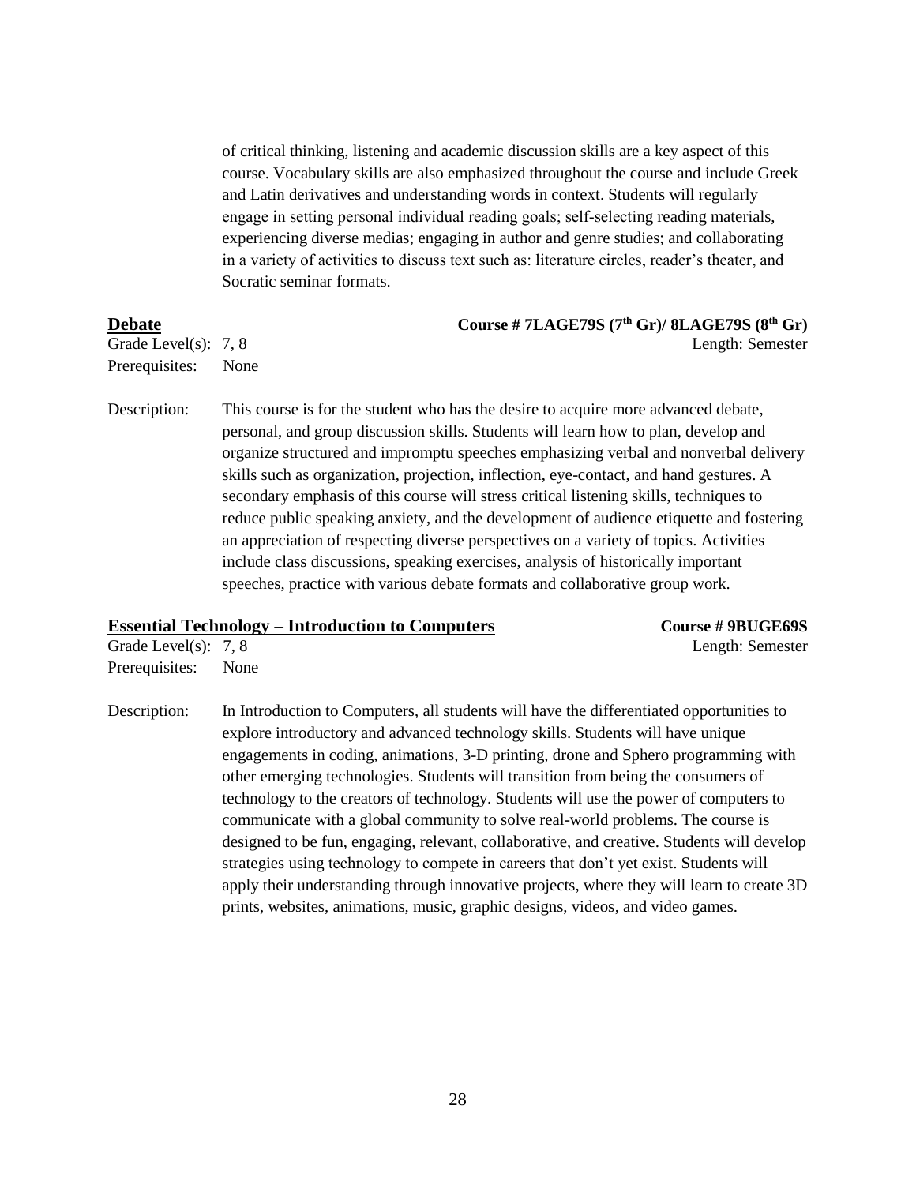of critical thinking, listening and academic discussion skills are a key aspect of this course. Vocabulary skills are also emphasized throughout the course and include Greek and Latin derivatives and understanding words in context. Students will regularly engage in setting personal individual reading goals; self-selecting reading materials, experiencing diverse medias; engaging in author and genre studies; and collaborating in a variety of activities to discuss text such as: literature circles, reader's theater, and Socratic seminar formats.

**Debate** — **Course # 7LAGE79S (7th Gr)/ 8LAGE79S (8th Gr)**

Grade Level(s): 7, 8 — Length: Semester

Prerequisites: None

Description: This course is for the student who has the desire to acquire more advanced debate, personal, and group discussion skills. Students will learn how to plan, develop and organize structured and impromptu speeches emphasizing verbal and nonverbal delivery skills such as organization, projection, inflection, eye-contact, and hand gestures. A secondary emphasis of this course will stress critical listening skills, techniques to reduce public speaking anxiety, and the development of audience etiquette and fostering an appreciation of respecting diverse perspectives on a variety of topics. Activities include class discussions, speaking exercises, analysis of historically important speeches, practice with various debate formats and collaborative group work.

**Essential Technology – Introduction to Computers** — **Course # 9BUGE69S**

Grade Level(s): 7, 8 — Length: Semester

Prerequisites: None

Description: In Introduction to Computers, all students will have the differentiated opportunities to explore introductory and advanced technology skills. Students will have unique engagements in coding, animations, 3-D printing, drone and Sphero programming with other emerging technologies. Students will transition from being the consumers of technology to the creators of technology. Students will use the power of computers to communicate with a global community to solve real-world problems. The course is designed to be fun, engaging, relevant, collaborative, and creative. Students will develop strategies using technology to compete in careers that don't yet exist. Students will apply their understanding through innovative projects, where they will learn to create 3D prints, websites, animations, music, graphic designs, videos, and video games.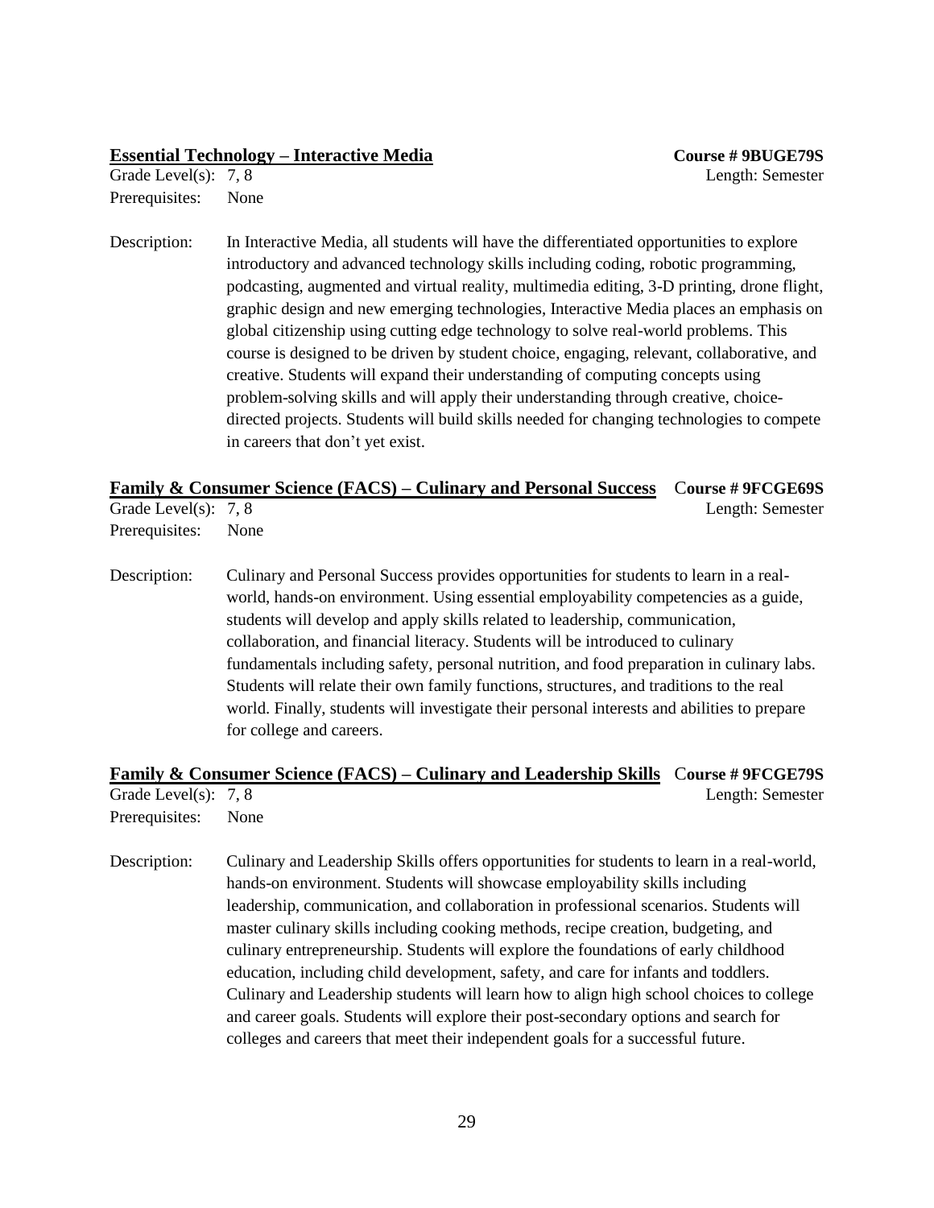**<u>Essential Technology – Interactive Media</u>** **Course # 9BUGE79S**

Grade Level(s): 7, 8 Length: Semester

Prerequisites: None

Description: In Interactive Media, all students will have the differentiated opportunities to explore introductory and advanced technology skills including coding, robotic programming, podcasting, augmented and virtual reality, multimedia editing, 3-D printing, drone flight, graphic design and new emerging technologies, Interactive Media places an emphasis on global citizenship using cutting edge technology to solve real-world problems. This course is designed to be driven by student choice, engaging, relevant, collaborative, and creative. Students will expand their understanding of computing concepts using problem-solving skills and will apply their understanding through creative, choice-directed projects. Students will build skills needed for changing technologies to compete in careers that don't yet exist.

**<u>Family & Consumer Science (FACS) – Culinary and Personal Success</u>** **Course # 9FCGE69S**

Grade Level(s): 7, 8 Length: Semester

Prerequisites: None

Description: Culinary and Personal Success provides opportunities for students to learn in a real-world, hands-on environment. Using essential employability competencies as a guide, students will develop and apply skills related to leadership, communication, collaboration, and financial literacy. Students will be introduced to culinary fundamentals including safety, personal nutrition, and food preparation in culinary labs. Students will relate their own family functions, structures, and traditions to the real world. Finally, students will investigate their personal interests and abilities to prepare for college and careers.

**<u>Family & Consumer Science (FACS) – Culinary and Leadership Skills</u>** **Course # 9FCGE79S**

Grade Level(s): 7, 8 Length: Semester

Prerequisites: None

Description: Culinary and Leadership Skills offers opportunities for students to learn in a real-world, hands-on environment. Students will showcase employability skills including leadership, communication, and collaboration in professional scenarios. Students will master culinary skills including cooking methods, recipe creation, budgeting, and culinary entrepreneurship. Students will explore the foundations of early childhood education, including child development, safety, and care for infants and toddlers. Culinary and Leadership students will learn how to align high school choices to college and career goals. Students will explore their post-secondary options and search for colleges and careers that meet their independent goals for a successful future.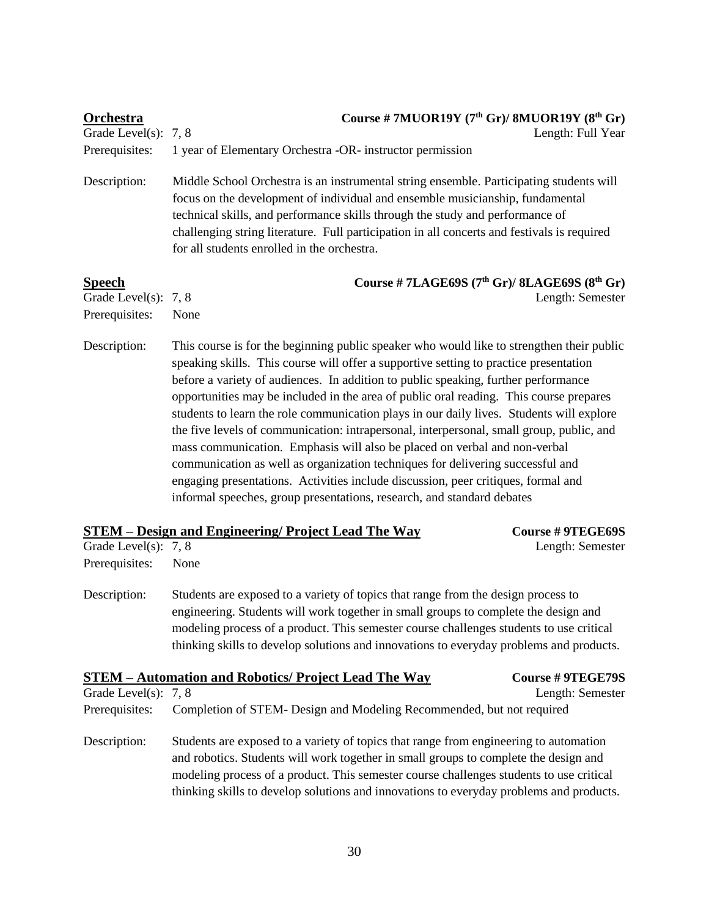**Orchestra** **Course # 7MUOR19Y (7th Gr)/ 8MUOR19Y (8th Gr)**

Grade Level(s): 7, 8 Length: Full Year

Prerequisites: 1 year of Elementary Orchestra -OR- instructor permission

Description: Middle School Orchestra is an instrumental string ensemble. Participating students will focus on the development of individual and ensemble musicianship, fundamental technical skills, and performance skills through the study and performance of challenging string literature. Full participation in all concerts and festivals is required for all students enrolled in the orchestra.

**Speech** **Course # 7LAGE69S (7th Gr)/ 8LAGE69S (8th Gr)**

Grade Level(s): 7, 8 Length: Semester

Prerequisites: None

Description: This course is for the beginning public speaker who would like to strengthen their public speaking skills. This course will offer a supportive setting to practice presentation before a variety of audiences. In addition to public speaking, further performance opportunities may be included in the area of public oral reading. This course prepares students to learn the role communication plays in our daily lives. Students will explore the five levels of communication: intrapersonal, interpersonal, small group, public, and mass communication. Emphasis will also be placed on verbal and non-verbal communication as well as organization techniques for delivering successful and engaging presentations. Activities include discussion, peer critiques, formal and informal speeches, group presentations, research, and standard debates

**STEM – Design and Engineering/ Project Lead The Way** **Course # 9TEGE69S**

Grade Level(s): 7, 8 Length: Semester

Prerequisites: None

Description: Students are exposed to a variety of topics that range from the design process to engineering. Students will work together in small groups to complete the design and modeling process of a product. This semester course challenges students to use critical thinking skills to develop solutions and innovations to everyday problems and products.

**STEM – Automation and Robotics/ Project Lead The Way** **Course # 9TEGE79S**

Grade Level(s): 7, 8 Length: Semester

Prerequisites: Completion of STEM- Design and Modeling Recommended, but not required

Description: Students are exposed to a variety of topics that range from engineering to automation and robotics. Students will work together in small groups to complete the design and modeling process of a product. This semester course challenges students to use critical thinking skills to develop solutions and innovations to everyday problems and products.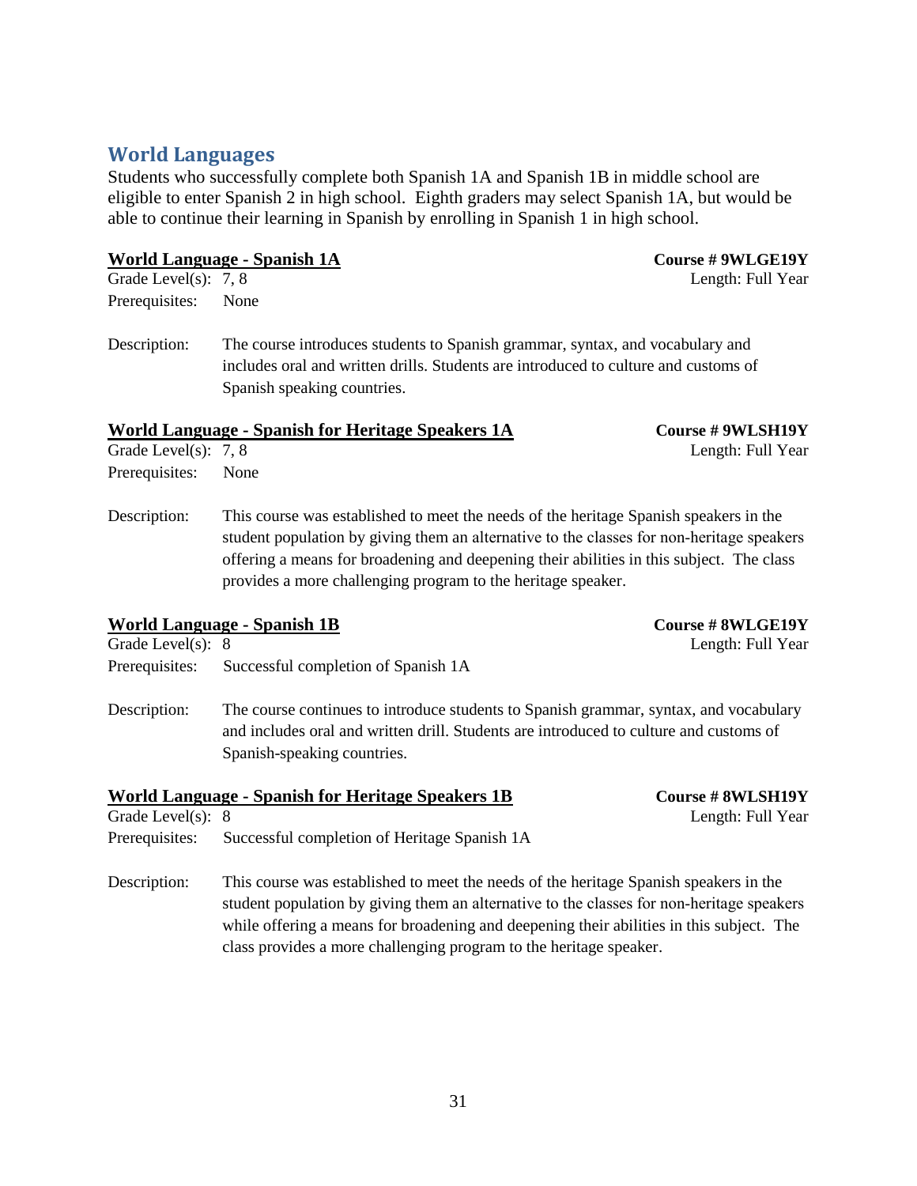## World Languages

Students who successfully complete both Spanish 1A and Spanish 1B in middle school are eligible to enter Spanish 2 in high school. Eighth graders may select Spanish 1A, but would be able to continue their learning in Spanish by enrolling in Spanish 1 in high school.

### World Language - Spanish 1A

**Course # 9WLGE19Y**

Grade Level(s): 7, 8

Length: Full Year

Prerequisites: None

Description: The course introduces students to Spanish grammar, syntax, and vocabulary and includes oral and written drills. Students are introduced to culture and customs of Spanish speaking countries.

### World Language - Spanish for Heritage Speakers 1A

**Course # 9WLSH19Y**

Grade Level(s): 7, 8

Length: Full Year

Prerequisites: None

Description: This course was established to meet the needs of the heritage Spanish speakers in the student population by giving them an alternative to the classes for non-heritage speakers offering a means for broadening and deepening their abilities in this subject. The class provides a more challenging program to the heritage speaker.

### World Language - Spanish 1B

**Course # 8WLGE19Y**

Grade Level(s): 8

Length: Full Year

Prerequisites: Successful completion of Spanish 1A

Description: The course continues to introduce students to Spanish grammar, syntax, and vocabulary and includes oral and written drill. Students are introduced to culture and customs of Spanish-speaking countries.

### World Language - Spanish for Heritage Speakers 1B

**Course # 8WLSH19Y**

Grade Level(s): 8

Length: Full Year

Prerequisites: Successful completion of Heritage Spanish 1A

Description: This course was established to meet the needs of the heritage Spanish speakers in the student population by giving them an alternative to the classes for non-heritage speakers while offering a means for broadening and deepening their abilities in this subject. The class provides a more challenging program to the heritage speaker.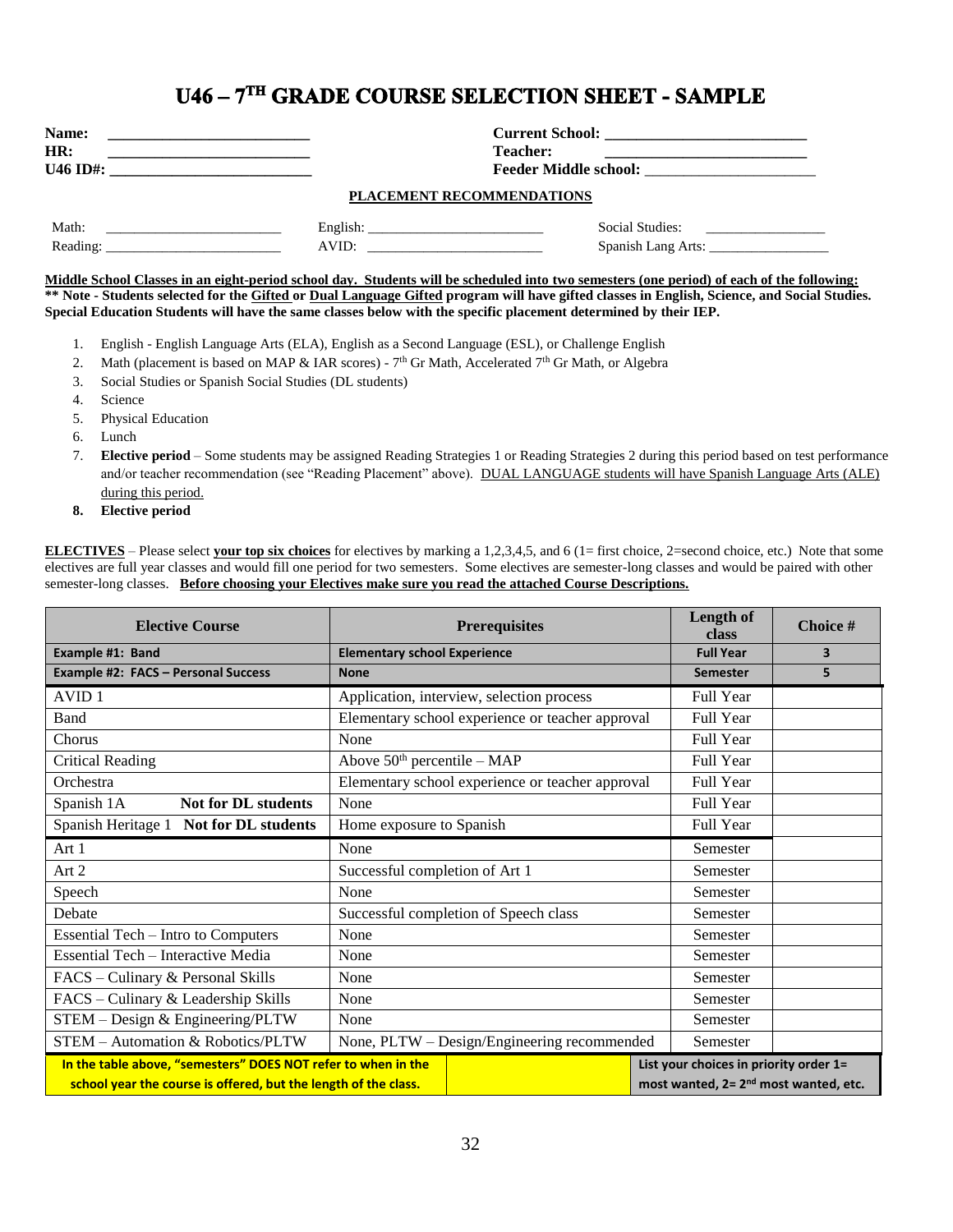# U46 – 7TH GRADE COURSE SELECTION SHEET - SAMPLE

**Name:** ___________________________ **Current School:** ___________________________
**HR:** ___________________________ **Teacher:** ___________________________
**U46 ID#:** ___________________________ **Feeder Middle school:** ___________________________

**PLACEMENT RECOMMENDATIONS**

Math: ___________________________ English: ___________________________ Social Studies: ___________________
Reading: ___________________________ AVID: ___________________________ Spanish Lang Arts: ___________________

**Middle School Classes in an eight-period school day. Students will be scheduled into two semesters (one period) of each of the following:**
**\*\* Note - Students selected for the Gifted or Dual Language Gifted program will have gifted classes in English, Science, and Social Studies. Special Education Students will have the same classes below with the specific placement determined by their IEP.**

1. English - English Language Arts (ELA), English as a Second Language (ESL), or Challenge English
2. Math (placement is based on MAP & IAR scores) - 7th Gr Math, Accelerated 7th Gr Math, or Algebra
3. Social Studies or Spanish Social Studies (DL students)
4. Science
5. Physical Education
6. Lunch
7. **Elective period** – Some students may be assigned Reading Strategies 1 or Reading Strategies 2 during this period based on test performance and/or teacher recommendation (see "Reading Placement" above). DUAL LANGUAGE students will have Spanish Language Arts (ALE) during this period.
8. **Elective period**

**ELECTIVES** – Please select **your top six choices** for electives by marking a 1,2,3,4,5, and 6 (1= first choice, 2=second choice, etc.) Note that some electives are full year classes and would fill one period for two semesters. Some electives are semester-long classes and would be paired with other semester-long classes. **Before choosing your Electives make sure you read the attached Course Descriptions.**

| Elective Course | Prerequisites | Length of class | Choice # |
|---|---|---|---|
| **Example #1: Band** | **Elementary school Experience** | **Full Year** | **3** |
| **Example #2: FACS – Personal Success** | **None** | **Semester** | **5** |
| AVID 1 | Application, interview, selection process | Full Year | |
| Band | Elementary school experience or teacher approval | Full Year | |
| Chorus | None | Full Year | |
| Critical Reading | Above 50th percentile – MAP | Full Year | |
| Orchestra | Elementary school experience or teacher approval | Full Year | |
| Spanish 1A **Not for DL students** | None | Full Year | |
| Spanish Heritage 1 **Not for DL students** | Home exposure to Spanish | Full Year | |
| Art 1 | None | Semester | |
| Art 2 | Successful completion of Art 1 | Semester | |
| Speech | None | Semester | |
| Debate | Successful completion of Speech class | Semester | |
| Essential Tech – Intro to Computers | None | Semester | |
| Essential Tech – Interactive Media | None | Semester | |
| FACS – Culinary & Personal Skills | None | Semester | |
| FACS – Culinary & Leadership Skills | None | Semester | |
| STEM – Design & Engineering/PLTW | None | Semester | |
| STEM – Automation & Robotics/PLTW | None, PLTW – Design/Engineering recommended | Semester | |
| **In the table above, "semesters" DOES NOT refer to when in the school year the course is offered, but the length of the class.** | | **List your choices in priority order 1= most wanted, 2= 2nd most wanted, etc.** | |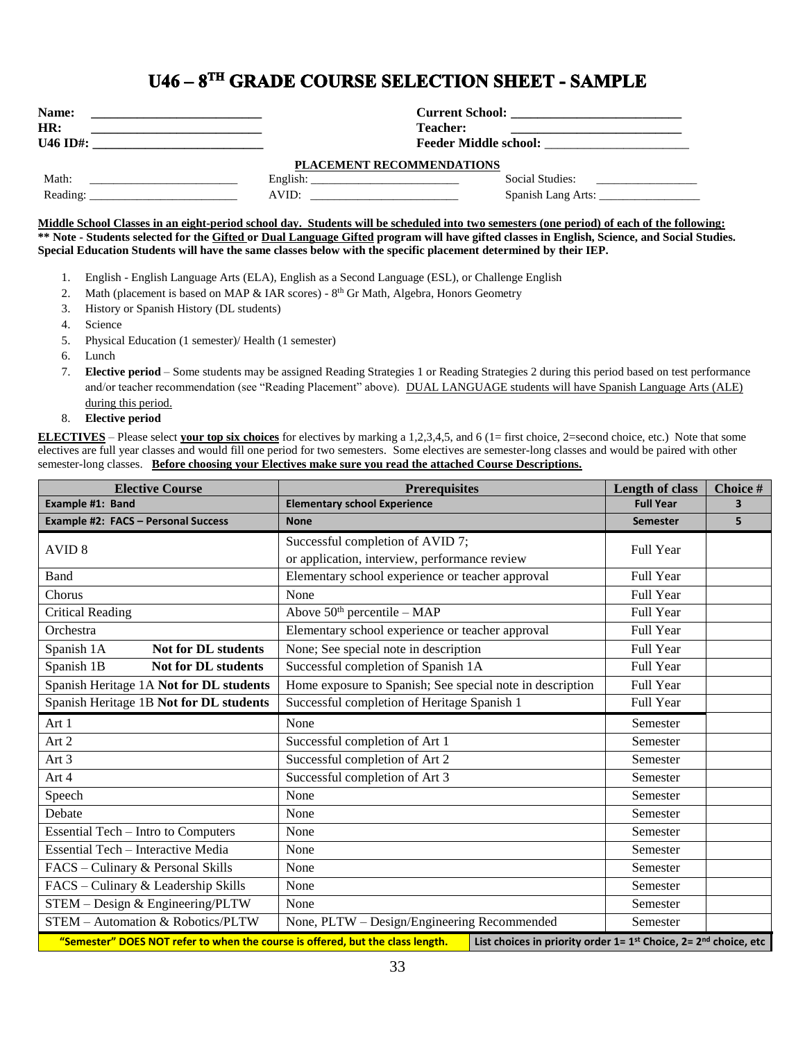# U46 – 8TH GRADE COURSE SELECTION SHEET - SAMPLE

**Name:** ___________________________ **Current School:** ___________________________
**HR:** ___________________________ **Teacher:** ___________________________
**U46 ID#:** ___________________________ **Feeder Middle school:** ________________________

**PLACEMENT RECOMMENDATIONS**

Math: _________________________ English: _________________________ Social Studies: _________________
Reading: _________________________ AVID: _________________________ Spanish Lang Arts: _________________

**Middle School Classes in an eight-period school day. Students will be scheduled into two semesters (one period) of each of the following:**
**** Note - Students selected for the Gifted or Dual Language Gifted program will have gifted classes in English, Science, and Social Studies. Special Education Students will have the same classes below with the specific placement determined by their IEP.**

1. English - English Language Arts (ELA), English as a Second Language (ESL), or Challenge English
2. Math (placement is based on MAP & IAR scores) - 8th Gr Math, Algebra, Honors Geometry
3. History or Spanish History (DL students)
4. Science
5. Physical Education (1 semester)/ Health (1 semester)
6. Lunch
7. **Elective period** – Some students may be assigned Reading Strategies 1 or Reading Strategies 2 during this period based on test performance and/or teacher recommendation (see "Reading Placement" above). DUAL LANGUAGE students will have Spanish Language Arts (ALE) during this period.
8. **Elective period**

**ELECTIVES** – Please select **your top six choices** for electives by marking a 1,2,3,4,5, and 6 (1= first choice, 2=second choice, etc.) Note that some electives are full year classes and would fill one period for two semesters. Some electives are semester-long classes and would be paired with other semester-long classes. **Before choosing your Electives make sure you read the attached Course Descriptions.**

| Elective Course | Prerequisites | Length of class | Choice # |
|---|---|---|---|
| **Example #1: Band** | **Elementary school Experience** | **Full Year** | **3** |
| **Example #2: FACS – Personal Success** | **None** | **Semester** | **5** |
| AVID 8 | Successful completion of AVID 7; or application, interview, performance review | Full Year | |
| Band | Elementary school experience or teacher approval | Full Year | |
| Chorus | None | Full Year | |
| Critical Reading | Above 50th percentile – MAP | Full Year | |
| Orchestra | Elementary school experience or teacher approval | Full Year | |
| Spanish 1A **Not for DL students** | None; See special note in description | Full Year | |
| Spanish 1B **Not for DL students** | Successful completion of Spanish 1A | Full Year | |
| Spanish Heritage 1A **Not for DL students** | Home exposure to Spanish; See special note in description | Full Year | |
| Spanish Heritage 1B **Not for DL students** | Successful completion of Heritage Spanish 1 | Full Year | |
| Art 1 | None | Semester | |
| Art 2 | Successful completion of Art 1 | Semester | |
| Art 3 | Successful completion of Art 2 | Semester | |
| Art 4 | Successful completion of Art 3 | Semester | |
| Speech | None | Semester | |
| Debate | None | Semester | |
| Essential Tech – Intro to Computers | None | Semester | |
| Essential Tech – Interactive Media | None | Semester | |
| FACS – Culinary & Personal Skills | None | Semester | |
| FACS – Culinary & Leadership Skills | None | Semester | |
| STEM – Design & Engineering/PLTW | None | Semester | |
| STEM – Automation & Robotics/PLTW | None, PLTW – Design/Engineering Recommended | Semester | |
| **"Semester" DOES NOT refer to when the course is offered, but the class length.** | **List choices in priority order 1= 1st Choice, 2= 2nd choice, etc** | | |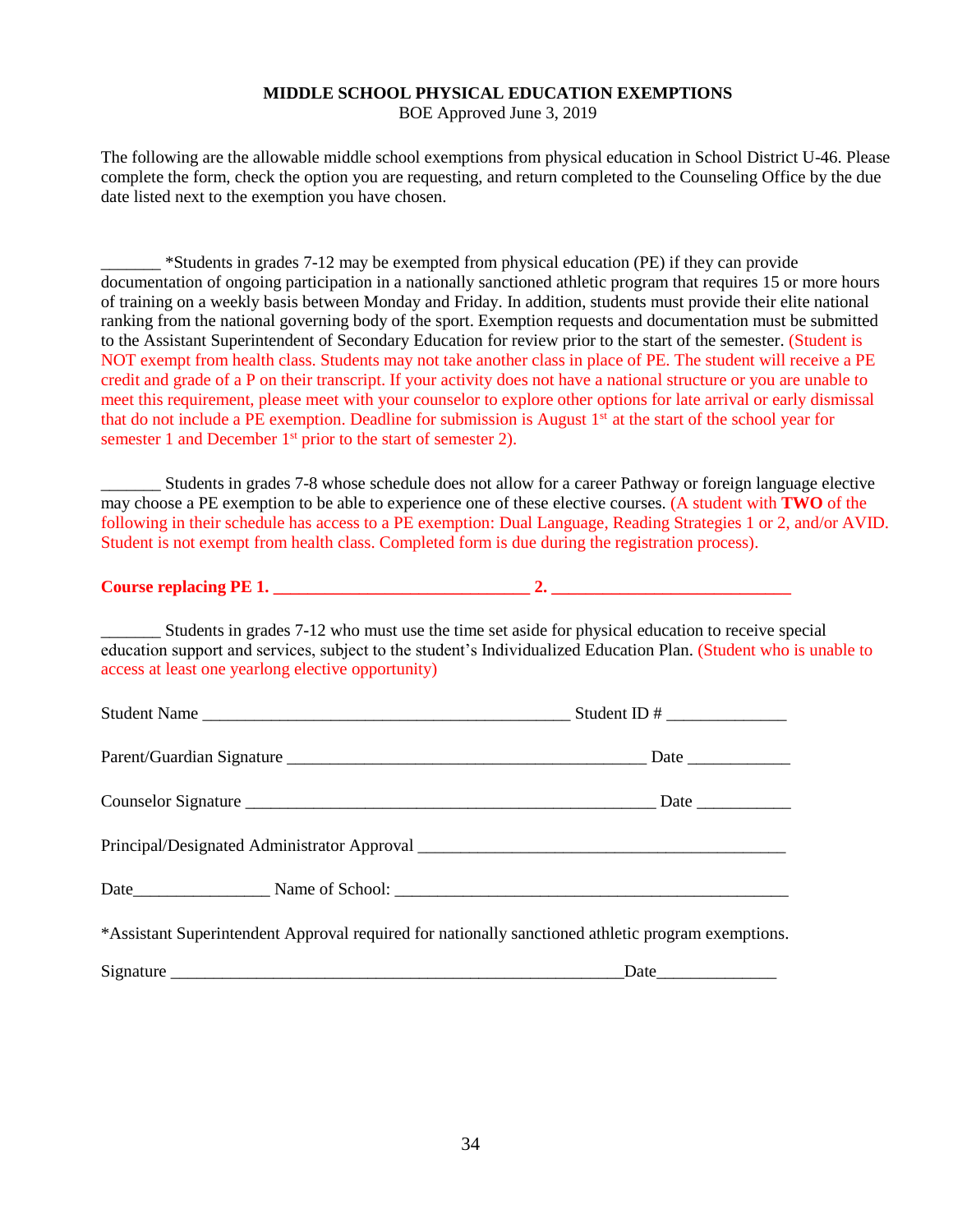**MIDDLE SCHOOL PHYSICAL EDUCATION EXEMPTIONS**

BOE Approved June 3, 2019

The following are the allowable middle school exemptions from physical education in School District U-46. Please complete the form, check the option you are requesting, and return completed to the Counseling Office by the due date listed next to the exemption you have chosen.

_______ *Students in grades 7-12 may be exempted from physical education (PE) if they can provide documentation of ongoing participation in a nationally sanctioned athletic program that requires 15 or more hours of training on a weekly basis between Monday and Friday. In addition, students must provide their elite national ranking from the national governing body of the sport. Exemption requests and documentation must be submitted to the Assistant Superintendent of Secondary Education for review prior to the start of the semester. (Student is NOT exempt from health class. Students may not take another class in place of PE. The student will receive a PE credit and grade of a P on their transcript. If your activity does not have a national structure or you are unable to meet this requirement, please meet with your counselor to explore other options for late arrival or early dismissal that do not include a PE exemption. Deadline for submission is August 1st at the start of the school year for semester 1 and December 1st prior to the start of semester 2).

_______ Students in grades 7-8 whose schedule does not allow for a career Pathway or foreign language elective may choose a PE exemption to be able to experience one of these elective courses. (A student with **TWO** of the following in their schedule has access to a PE exemption: Dual Language, Reading Strategies 1 or 2, and/or AVID. Student is not exempt from health class. Completed form is due during the registration process).

**Course replacing PE 1. ______________________________ 2. ___________________________**

_______ Students in grades 7-12 who must use the time set aside for physical education to receive special education support and services, subject to the student's Individualized Education Plan. (Student who is unable to access at least one yearlong elective opportunity)

Student Name ___________________________________________ Student ID # ______________

Parent/Guardian Signature __________________________________________ Date ____________

Counselor Signature _________________________________________________ Date ___________

Principal/Designated Administrator Approval ___________________________________________

Date________________ Name of School: ______________________________________________

*Assistant Superintendent Approval required for nationally sanctioned athletic program exemptions.

Signature _____________________________________________________Date______________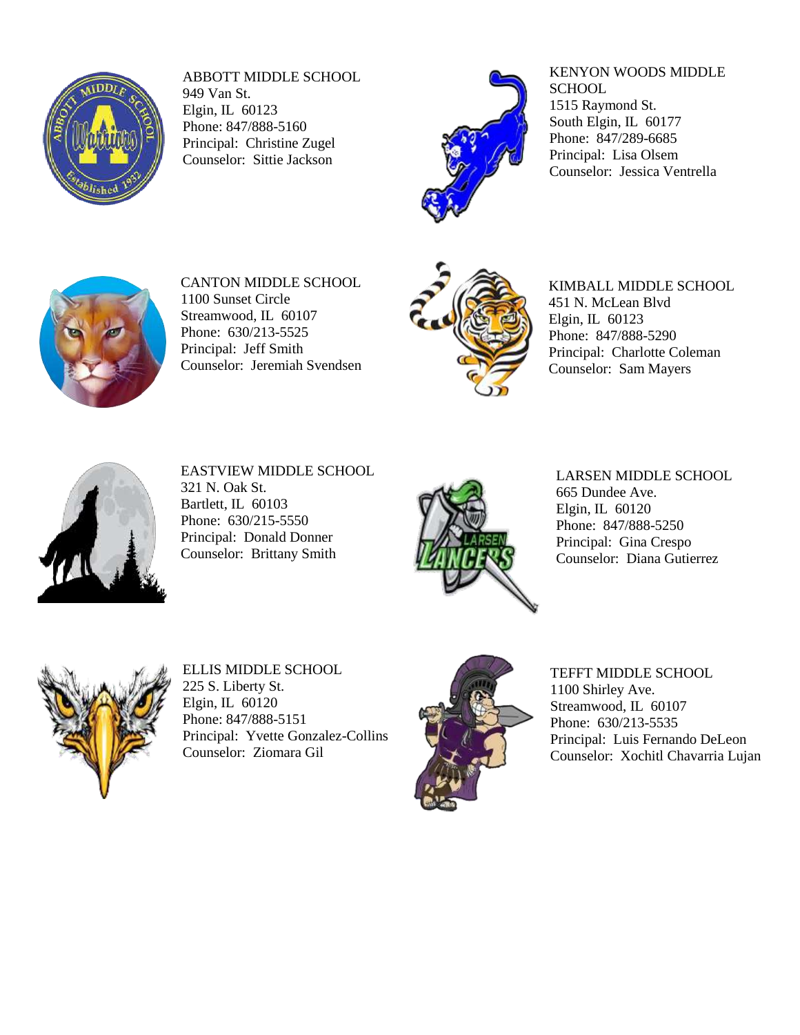ABBOTT MIDDLE SCHOOL
949 Van St.
Elgin, IL 60123
Phone: 847/888-5160
Principal: Christine Zugel
Counselor: Sittie Jackson

KENYON WOODS MIDDLE SCHOOL
1515 Raymond St.
South Elgin, IL 60177
Phone: 847/289-6685
Principal: Lisa Olsem
Counselor: Jessica Ventrella

CANTON MIDDLE SCHOOL
1100 Sunset Circle
Streamwood, IL 60107
Phone: 630/213-5525
Principal: Jeff Smith
Counselor: Jeremiah Svendsen

KIMBALL MIDDLE SCHOOL
451 N. McLean Blvd
Elgin, IL 60123
Phone: 847/888-5290
Principal: Charlotte Coleman
Counselor: Sam Mayers

EASTVIEW MIDDLE SCHOOL
321 N. Oak St.
Bartlett, IL 60103
Phone: 630/215-5550
Principal: Donald Donner
Counselor: Brittany Smith

LARSEN MIDDLE SCHOOL
665 Dundee Ave.
Elgin, IL 60120
Phone: 847/888-5250
Principal: Gina Crespo
Counselor: Diana Gutierrez

ELLIS MIDDLE SCHOOL
225 S. Liberty St.
Elgin, IL 60120
Phone: 847/888-5151
Principal: Yvette Gonzalez-Collins
Counselor: Ziomara Gil

TEFFT MIDDLE SCHOOL
1100 Shirley Ave.
Streamwood, IL 60107
Phone: 630/213-5535
Principal: Luis Fernando DeLeon
Counselor: Xochitl Chavarria Lujan